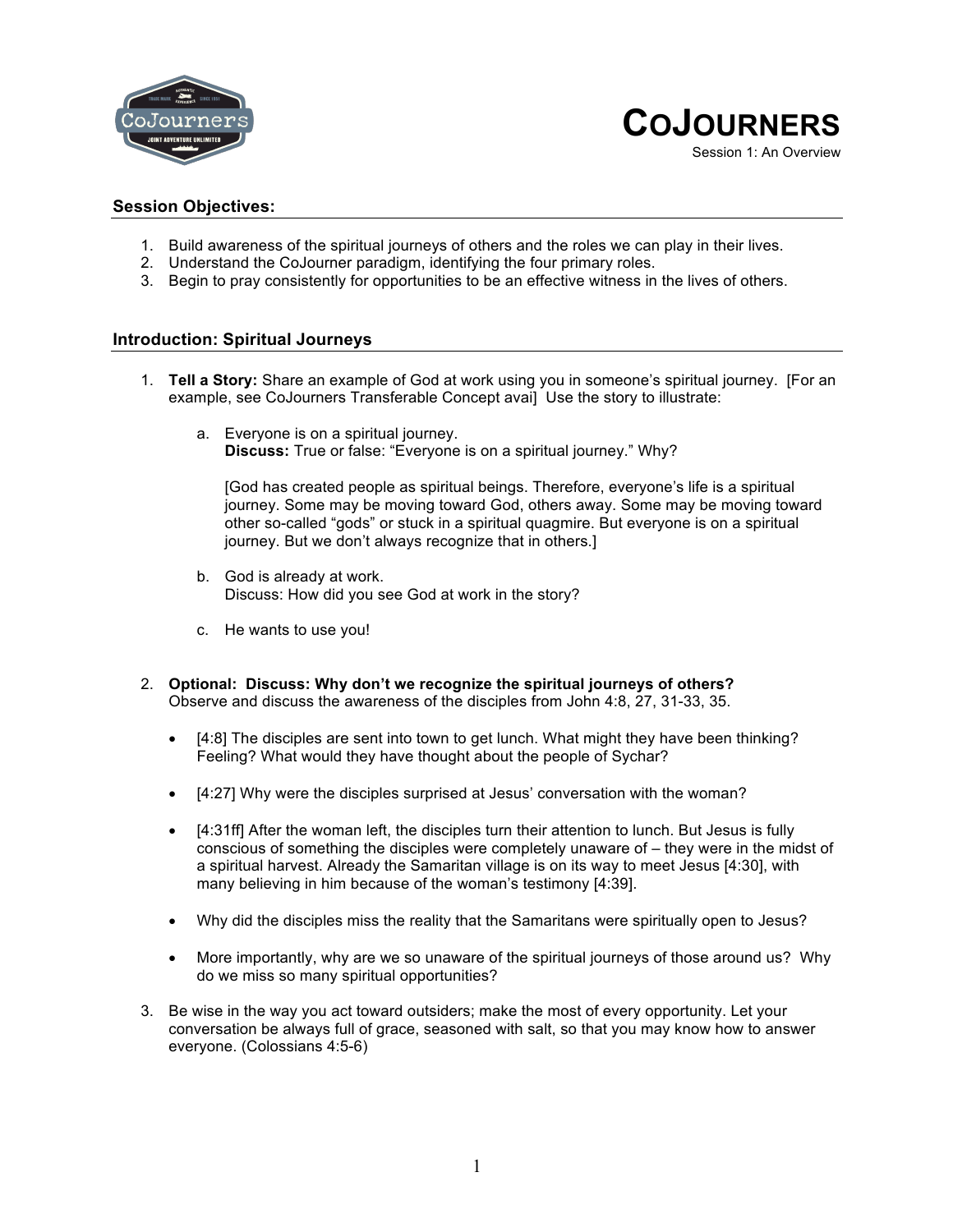# COJOURNERS

Session 1: An Overview

## Session Objectives:

1. Build awareness of the spiritual journeys of others and the roles we can play in their lives.
2. Understand the CoJourner paradigm, identifying the four primary roles.
3. Begin to pray consistently for opportunities to be an effective witness in the lives of others.

## Introduction: Spiritual Journeys

1. **Tell a Story:** Share an example of God at work using you in someone's spiritual journey. [For an example, see CoJourners Transferable Concept avai] Use the story to illustrate:

   a. Everyone is on a spiritual journey.
      **Discuss:** True or false: "Everyone is on a spiritual journey." Why?

      [God has created people as spiritual beings. Therefore, everyone's life is a spiritual journey. Some may be moving toward God, others away. Some may be moving toward other so-called "gods" or stuck in a spiritual quagmire. But everyone is on a spiritual journey. But we don't always recognize that in others.]

   b. God is already at work.
      Discuss: How did you see God at work in the story?

   c. He wants to use you!

2. **Optional: Discuss: Why don't we recognize the spiritual journeys of others?**
   Observe and discuss the awareness of the disciples from John 4:8, 27, 31-33, 35.

   - [4:8] The disciples are sent into town to get lunch. What might they have been thinking? Feeling? What would they have thought about the people of Sychar?
   - [4:27] Why were the disciples surprised at Jesus' conversation with the woman?
   - [4:31ff] After the woman left, the disciples turn their attention to lunch. But Jesus is fully conscious of something the disciples were completely unaware of – they were in the midst of a spiritual harvest. Already the Samaritan village is on its way to meet Jesus [4:30], with many believing in him because of the woman's testimony [4:39].
   - Why did the disciples miss the reality that the Samaritans were spiritually open to Jesus?
   - More importantly, why are we so unaware of the spiritual journeys of those around us? Why do we miss so many spiritual opportunities?

3. Be wise in the way you act toward outsiders; make the most of every opportunity. Let your conversation be always full of grace, seasoned with salt, so that you may know how to answer everyone. (Colossians 4:5-6)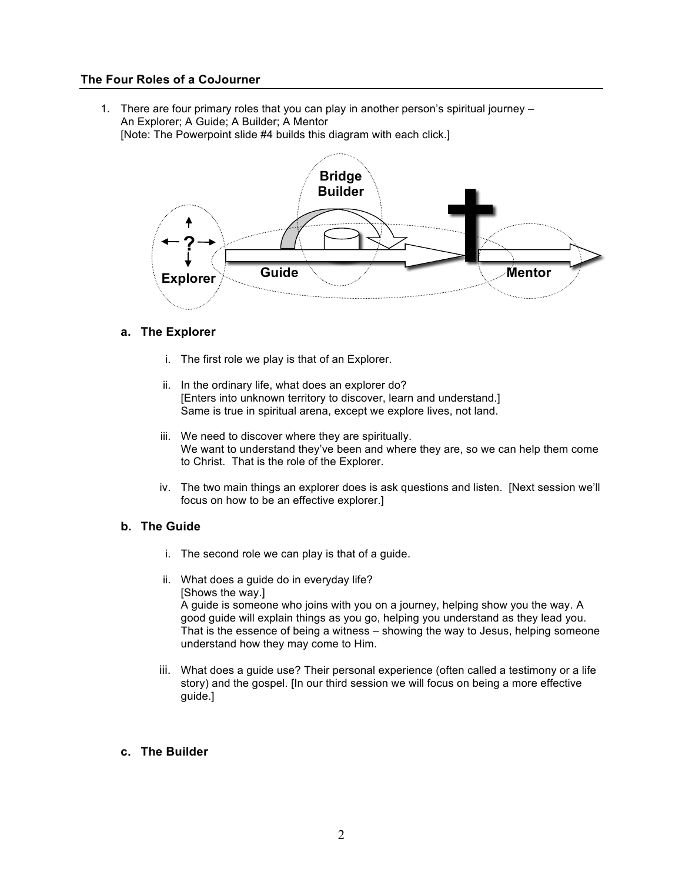## The Four Roles of a CoJourner

1. There are four primary roles that you can play in another person's spiritual journey – An Explorer; A Guide; A Builder; A Mentor
   [Note: The Powerpoint slide #4 builds this diagram with each click.]

Bridge Builder

Explorer

Guide

Mentor

### a. The Explorer

i. The first role we play is that of an Explorer.

ii. In the ordinary life, what does an explorer do?
[Enters into unknown territory to discover, learn and understand.]
Same is true in spiritual arena, except we explore lives, not land.

iii. We need to discover where they are spiritually.
We want to understand they've been and where they are, so we can help them come to Christ. That is the role of the Explorer.

iv. The two main things an explorer does is ask questions and listen. [Next session we'll focus on how to be an effective explorer.]

### b. The Guide

i. The second role we can play is that of a guide.

ii. What does a guide do in everyday life?
[Shows the way.]
A guide is someone who joins with you on a journey, helping show you the way. A good guide will explain things as you go, helping you understand as they lead you. That is the essence of being a witness – showing the way to Jesus, helping someone understand how they may come to Him.

iii. What does a guide use? Their personal experience (often called a testimony or a life story) and the gospel. [In our third session we will focus on being a more effective guide.]

### c. The Builder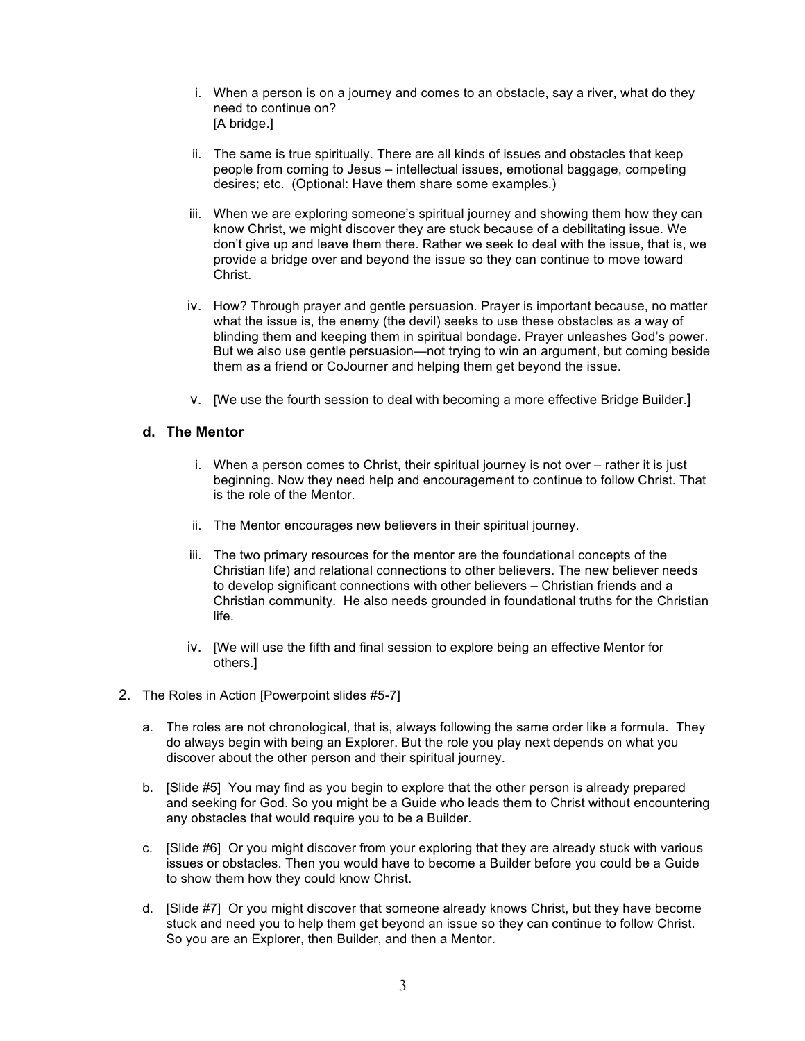i. When a person is on a journey and comes to an obstacle, say a river, what do they need to continue on?
[A bridge.]

ii. The same is true spiritually. There are all kinds of issues and obstacles that keep people from coming to Jesus – intellectual issues, emotional baggage, competing desires; etc. (Optional: Have them share some examples.)

iii. When we are exploring someone's spiritual journey and showing them how they can know Christ, we might discover they are stuck because of a debilitating issue. We don't give up and leave them there. Rather we seek to deal with the issue, that is, we provide a bridge over and beyond the issue so they can continue to move toward Christ.

iv. How? Through prayer and gentle persuasion. Prayer is important because, no matter what the issue is, the enemy (the devil) seeks to use these obstacles as a way of blinding them and keeping them in spiritual bondage. Prayer unleashes God's power. But we also use gentle persuasion—not trying to win an argument, but coming beside them as a friend or CoJourner and helping them get beyond the issue.

v. [We use the fourth session to deal with becoming a more effective Bridge Builder.]

### d. The Mentor

i. When a person comes to Christ, their spiritual journey is not over – rather it is just beginning. Now they need help and encouragement to continue to follow Christ. That is the role of the Mentor.

ii. The Mentor encourages new believers in their spiritual journey.

iii. The two primary resources for the mentor are the foundational concepts of the Christian life) and relational connections to other believers. The new believer needs to develop significant connections with other believers – Christian friends and a Christian community. He also needs grounded in foundational truths for the Christian life.

iv. [We will use the fifth and final session to explore being an effective Mentor for others.]

2. The Roles in Action [Powerpoint slides #5-7]

   a. The roles are not chronological, that is, always following the same order like a formula. They do always begin with being an Explorer. But the role you play next depends on what you discover about the other person and their spiritual journey.

   b. [Slide #5] You may find as you begin to explore that the other person is already prepared and seeking for God. So you might be a Guide who leads them to Christ without encountering any obstacles that would require you to be a Builder.

   c. [Slide #6] Or you might discover from your exploring that they are already stuck with various issues or obstacles. Then you would have to become a Builder before you could be a Guide to show them how they could know Christ.

   d. [Slide #7] Or you might discover that someone already knows Christ, but they have become stuck and need you to help them get beyond an issue so they can continue to follow Christ. So you are an Explorer, then Builder, and then a Mentor.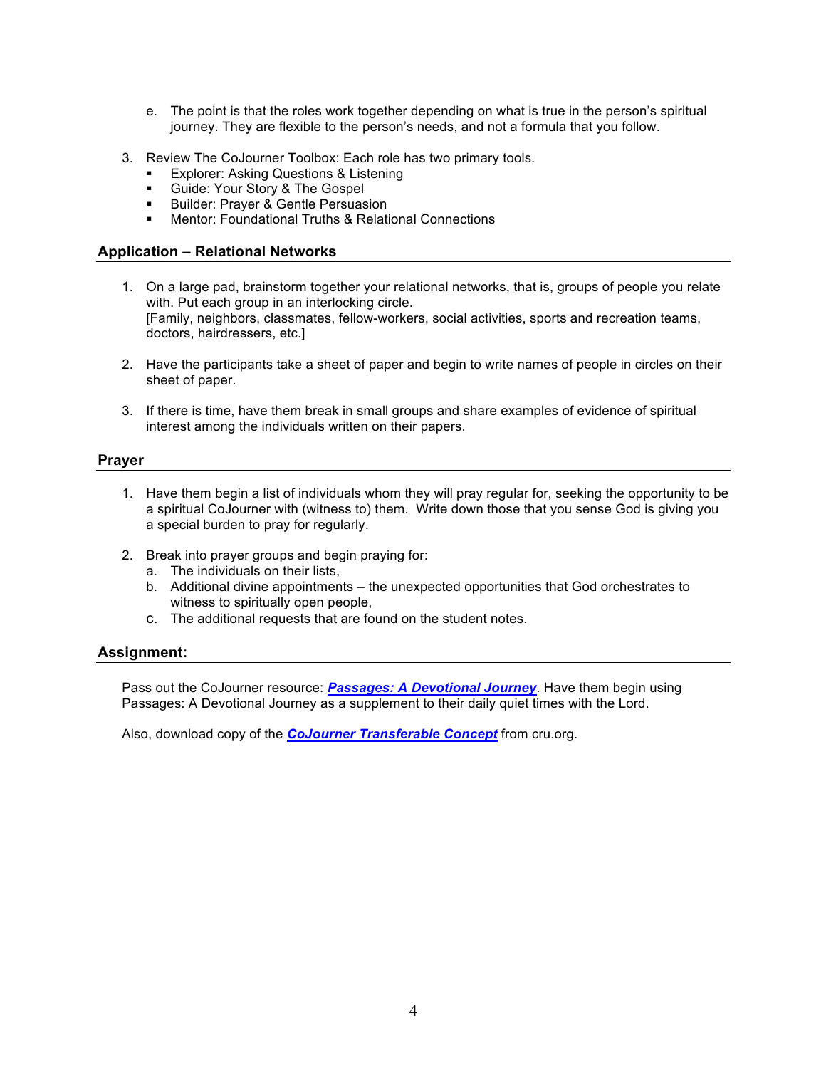e. The point is that the roles work together depending on what is true in the person's spiritual journey. They are flexible to the person's needs, and not a formula that you follow.

3. Review The CoJourner Toolbox: Each role has two primary tools.
   - Explorer: Asking Questions & Listening
   - Guide: Your Story & The Gospel
   - Builder: Prayer & Gentle Persuasion
   - Mentor: Foundational Truths & Relational Connections

## Application – Relational Networks

1. On a large pad, brainstorm together your relational networks, that is, groups of people you relate with. Put each group in an interlocking circle.
   [Family, neighbors, classmates, fellow-workers, social activities, sports and recreation teams, doctors, hairdressers, etc.]

2. Have the participants take a sheet of paper and begin to write names of people in circles on their sheet of paper.

3. If there is time, have them break in small groups and share examples of evidence of spiritual interest among the individuals written on their papers.

## Prayer

1. Have them begin a list of individuals whom they will pray regular for, seeking the opportunity to be a spiritual CoJourner with (witness to) them. Write down those that you sense God is giving you a special burden to pray for regularly.

2. Break into prayer groups and begin praying for:
   a. The individuals on their lists,
   b. Additional divine appointments – the unexpected opportunities that God orchestrates to witness to spiritually open people,
   c. The additional requests that are found on the student notes.

## Assignment:

Pass out the CoJourner resource: ***Passages: A Devotional Journey***. Have them begin using Passages: A Devotional Journey as a supplement to their daily quiet times with the Lord.

Also, download copy of the ***CoJourner Transferable Concept*** from cru.org.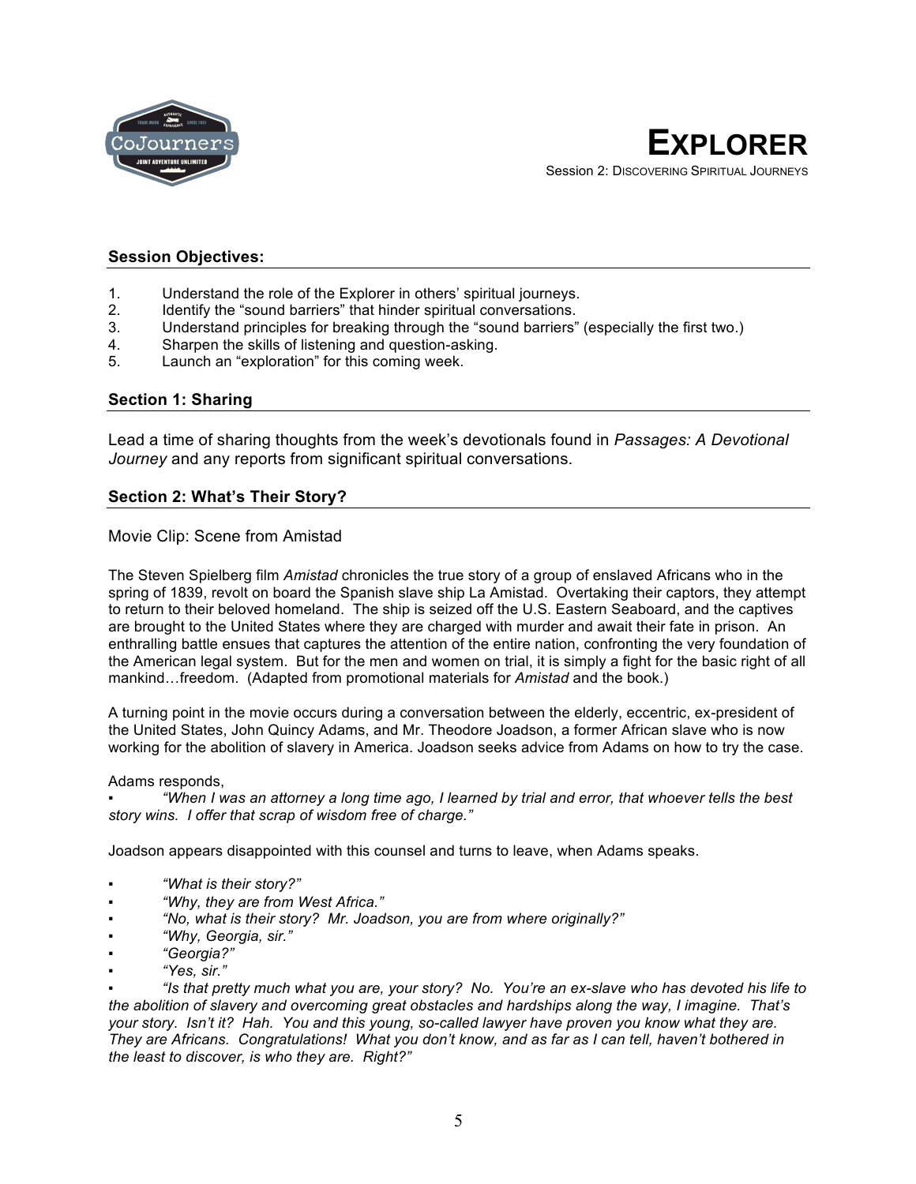# EXPLORER

Session 2: DISCOVERING SPIRITUAL JOURNEYS

**Session Objectives:**

1. Understand the role of the Explorer in others' spiritual journeys.
2. Identify the "sound barriers" that hinder spiritual conversations.
3. Understand principles for breaking through the "sound barriers" (especially the first two.)
4. Sharpen the skills of listening and question-asking.
5. Launch an "exploration" for this coming week.

**Section 1: Sharing**

Lead a time of sharing thoughts from the week's devotionals found in *Passages: A Devotional Journey* and any reports from significant spiritual conversations.

**Section 2: What's Their Story?**

Movie Clip: Scene from Amistad

The Steven Spielberg film *Amistad* chronicles the true story of a group of enslaved Africans who in the spring of 1839, revolt on board the Spanish slave ship La Amistad. Overtaking their captors, they attempt to return to their beloved homeland. The ship is seized off the U.S. Eastern Seaboard, and the captives are brought to the United States where they are charged with murder and await their fate in prison. An enthralling battle ensues that captures the attention of the entire nation, confronting the very foundation of the American legal system. But for the men and women on trial, it is simply a fight for the basic right of all mankind…freedom. (Adapted from promotional materials for *Amistad* and the book.)

A turning point in the movie occurs during a conversation between the elderly, eccentric, ex-president of the United States, John Quincy Adams, and Mr. Theodore Joadson, a former African slave who is now working for the abolition of slavery in America. Joadson seeks advice from Adams on how to try the case.

Adams responds,

▪ *"When I was an attorney a long time ago, I learned by trial and error, that whoever tells the best story wins. I offer that scrap of wisdom free of charge."*

Joadson appears disappointed with this counsel and turns to leave, when Adams speaks.

▪ *"What is their story?"*
▪ *"Why, they are from West Africa."*
▪ *"No, what is their story? Mr. Joadson, you are from where originally?"*
▪ *"Why, Georgia, sir."*
▪ *"Georgia?"*
▪ *"Yes, sir."*
▪ *"Is that pretty much what you are, your story? No. You're an ex-slave who has devoted his life to the abolition of slavery and overcoming great obstacles and hardships along the way, I imagine. That's your story. Isn't it? Hah. You and this young, so-called lawyer have proven you know what they are. They are Africans. Congratulations! What you don't know, and as far as I can tell, haven't bothered in the least to discover, is who they are. Right?"*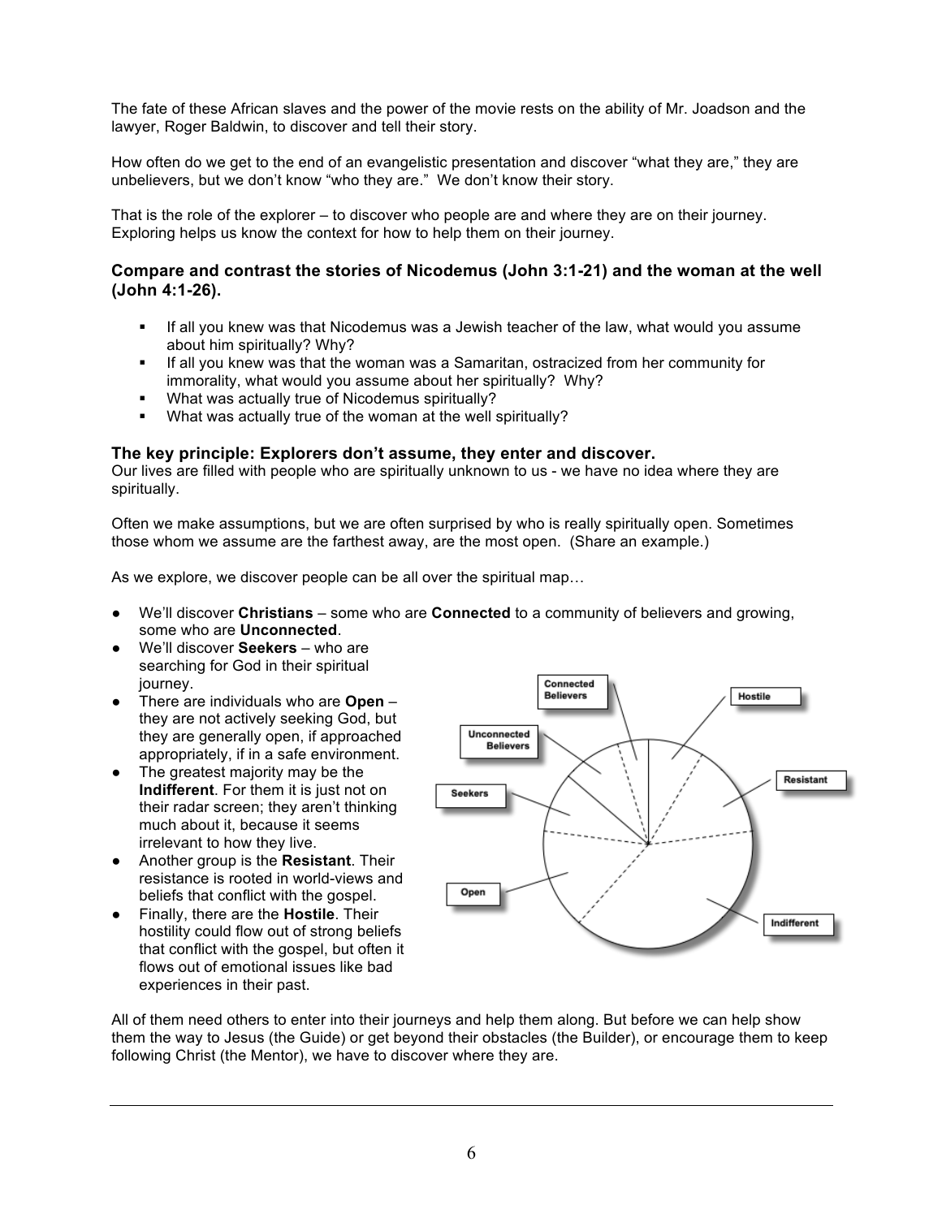The fate of these African slaves and the power of the movie rests on the ability of Mr. Joadson and the lawyer, Roger Baldwin, to discover and tell their story.

How often do we get to the end of an evangelistic presentation and discover "what they are," they are unbelievers, but we don't know "who they are." We don't know their story.

That is the role of the explorer – to discover who people are and where they are on their journey. Exploring helps us know the context for how to help them on their journey.

### Compare and contrast the stories of Nicodemus (John 3:1-21) and the woman at the well (John 4:1-26).

- If all you knew was that Nicodemus was a Jewish teacher of the law, what would you assume about him spiritually? Why?
- If all you knew was that the woman was a Samaritan, ostracized from her community for immorality, what would you assume about her spiritually? Why?
- What was actually true of Nicodemus spiritually?
- What was actually true of the woman at the well spiritually?

### The key principle: Explorers don't assume, they enter and discover.

Our lives are filled with people who are spiritually unknown to us - we have no idea where they are spiritually.

Often we make assumptions, but we are often surprised by who is really spiritually open. Sometimes those whom we assume are the farthest away, are the most open. (Share an example.)

As we explore, we discover people can be all over the spiritual map…

- We'll discover **Christians** – some who are **Connected** to a community of believers and growing, some who are **Unconnected**.
- We'll discover **Seekers** – who are searching for God in their spiritual journey.
- There are individuals who are **Open** – they are not actively seeking God, but they are generally open, if approached appropriately, if in a safe environment.
- The greatest majority may be the **Indifferent**. For them it is just not on their radar screen; they aren't thinking much about it, because it seems irrelevant to how they live.
- Another group is the **Resistant**. Their resistance is rooted in world-views and beliefs that conflict with the gospel.
- Finally, there are the **Hostile**. Their hostility could flow out of strong beliefs that conflict with the gospel, but often it flows out of emotional issues like bad experiences in their past.

Connected Believers | Hostile | Unconnected Believers | Resistant | Seekers | Open | Indifferent

All of them need others to enter into their journeys and help them along. But before we can help show them the way to Jesus (the Guide) or get beyond their obstacles (the Builder), or encourage them to keep following Christ (the Mentor), we have to discover where they are.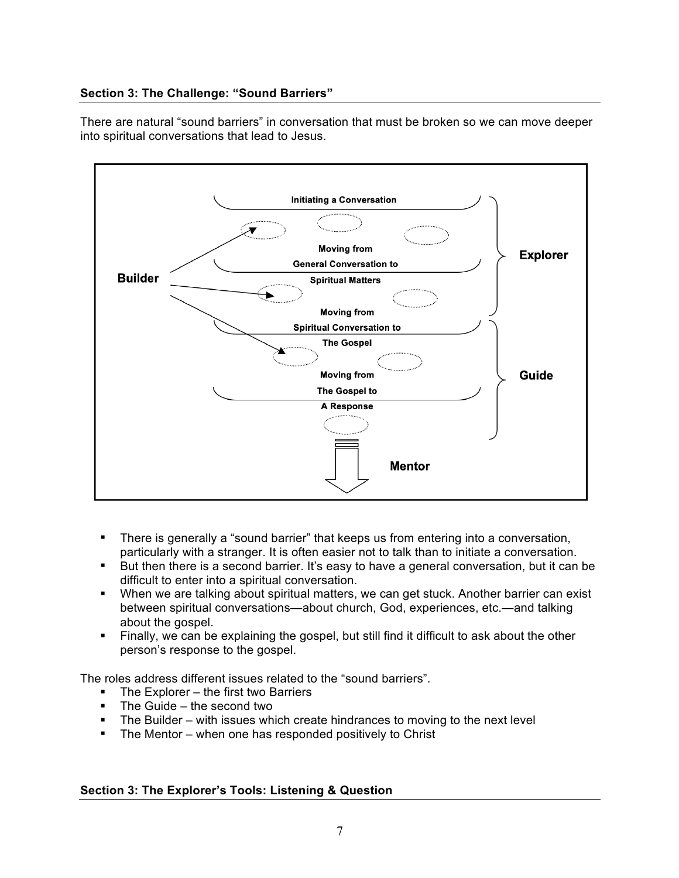**Section 3: The Challenge: "Sound Barriers"**

There are natural "sound barriers" in conversation that must be broken so we can move deeper into spiritual conversations that lead to Jesus.

Initiating a Conversation

Moving from General Conversation to Spiritual Matters

Moving from Spiritual Conversation to The Gospel

Moving from The Gospel to A Response

Builder

Explorer

Guide

Mentor

- There is generally a "sound barrier" that keeps us from entering into a conversation, particularly with a stranger. It is often easier not to talk than to initiate a conversation.
- But then there is a second barrier. It's easy to have a general conversation, but it can be difficult to enter into a spiritual conversation.
- When we are talking about spiritual matters, we can get stuck. Another barrier can exist between spiritual conversations—about church, God, experiences, etc.—and talking about the gospel.
- Finally, we can be explaining the gospel, but still find it difficult to ask about the other person's response to the gospel.

The roles address different issues related to the "sound barriers".

- The Explorer – the first two Barriers
- The Guide – the second two
- The Builder – with issues which create hindrances to moving to the next level
- The Mentor – when one has responded positively to Christ

**Section 3: The Explorer's Tools: Listening & Question**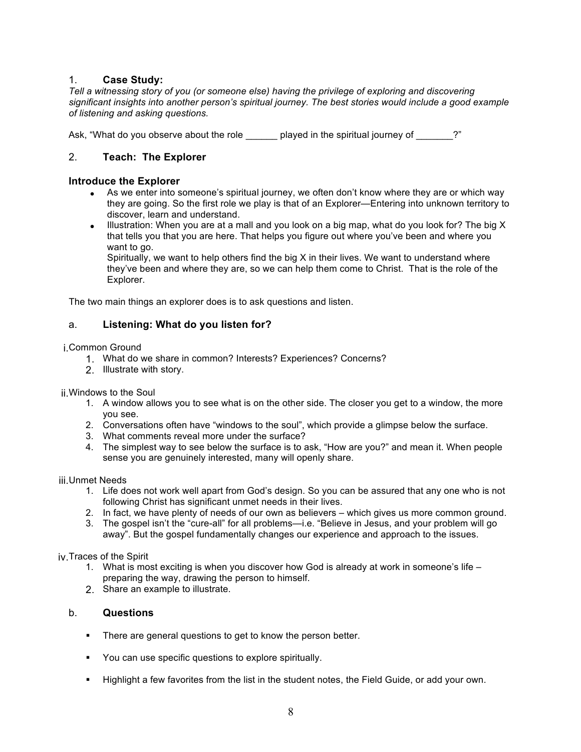1. **Case Study:**

*Tell a witnessing story of you (or someone else) having the privilege of exploring and discovering significant insights into another person's spiritual journey. The best stories would include a good example of listening and asking questions.*

Ask, "What do you observe about the role ______ played in the spiritual journey of _______?"

2. **Teach: The Explorer**

**Introduce the Explorer**

- As we enter into someone's spiritual journey, we often don't know where they are or which way they are going. So the first role we play is that of an Explorer—Entering into unknown territory to discover, learn and understand.
- Illustration: When you are at a mall and you look on a big map, what do you look for? The big X that tells you that you are here. That helps you figure out where you've been and where you want to go.
  Spiritually, we want to help others find the big X in their lives. We want to understand where they've been and where they are, so we can help them come to Christ. That is the role of the Explorer.

The two main things an explorer does is to ask questions and listen.

a. **Listening: What do you listen for?**

i. Common Ground
   1. What do we share in common? Interests? Experiences? Concerns?
   2. Illustrate with story.

ii. Windows to the Soul
   1. A window allows you to see what is on the other side. The closer you get to a window, the more you see.
   2. Conversations often have "windows to the soul", which provide a glimpse below the surface.
   3. What comments reveal more under the surface?
   4. The simplest way to see below the surface is to ask, "How are you?" and mean it. When people sense you are genuinely interested, many will openly share.

iii. Unmet Needs
   1. Life does not work well apart from God's design. So you can be assured that any one who is not following Christ has significant unmet needs in their lives.
   2. In fact, we have plenty of needs of our own as believers – which gives us more common ground.
   3. The gospel isn't the "cure-all" for all problems—i.e. "Believe in Jesus, and your problem will go away". But the gospel fundamentally changes our experience and approach to the issues.

iv. Traces of the Spirit
   1. What is most exciting is when you discover how God is already at work in someone's life – preparing the way, drawing the person to himself.
   2. Share an example to illustrate.

b. **Questions**

- There are general questions to get to know the person better.
- You can use specific questions to explore spiritually.
- Highlight a few favorites from the list in the student notes, the Field Guide, or add your own.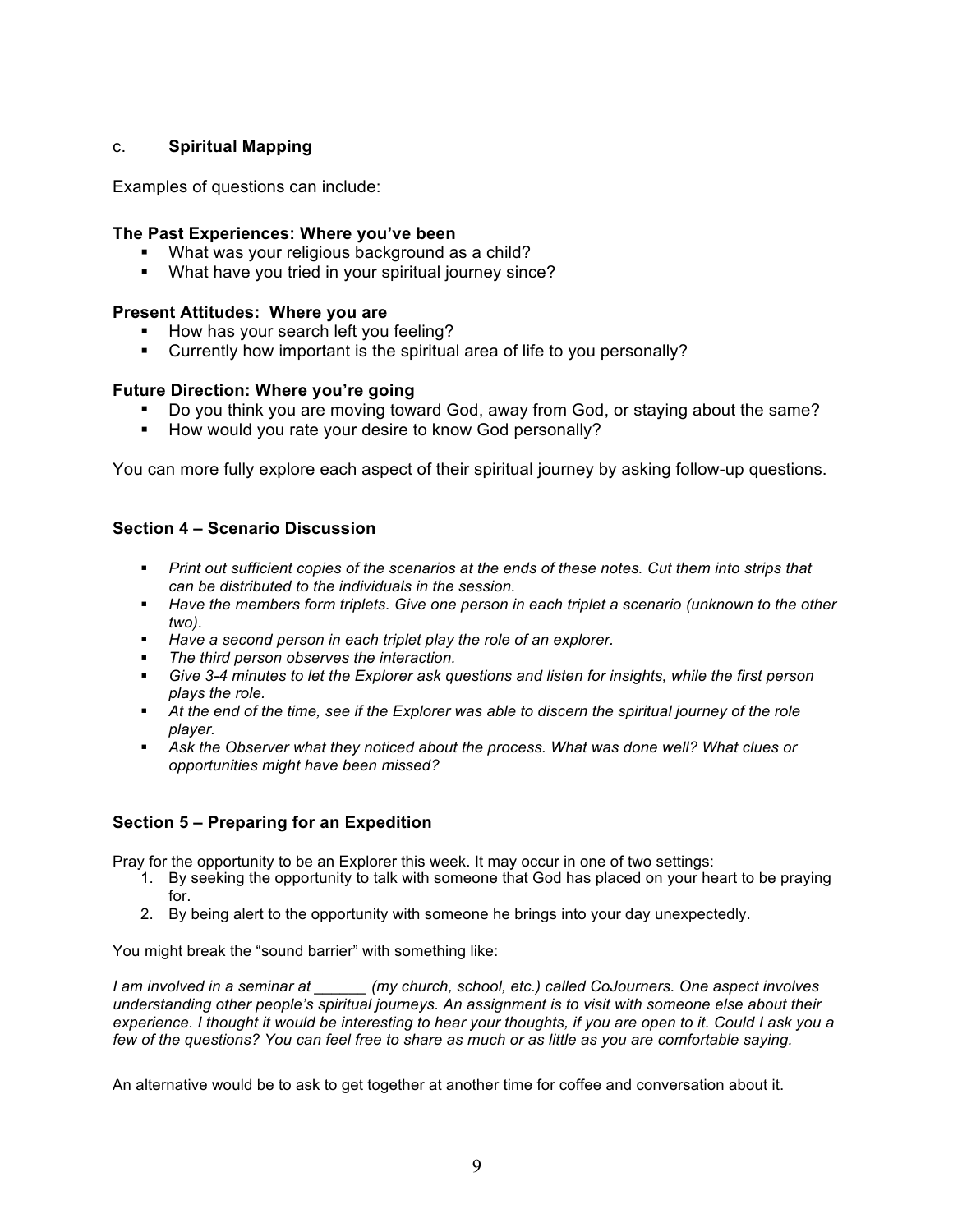c. **Spiritual Mapping**

Examples of questions can include:

**The Past Experiences: Where you've been**

- What was your religious background as a child?
- What have you tried in your spiritual journey since?

**Present Attitudes: Where you are**

- How has your search left you feeling?
- Currently how important is the spiritual area of life to you personally?

**Future Direction: Where you're going**

- Do you think you are moving toward God, away from God, or staying about the same?
- How would you rate your desire to know God personally?

You can more fully explore each aspect of their spiritual journey by asking follow-up questions.

## Section 4 – Scenario Discussion

- *Print out sufficient copies of the scenarios at the ends of these notes. Cut them into strips that can be distributed to the individuals in the session.*
- *Have the members form triplets. Give one person in each triplet a scenario (unknown to the other two).*
- *Have a second person in each triplet play the role of an explorer.*
- *The third person observes the interaction.*
- *Give 3-4 minutes to let the Explorer ask questions and listen for insights, while the first person plays the role.*
- *At the end of the time, see if the Explorer was able to discern the spiritual journey of the role player.*
- *Ask the Observer what they noticed about the process. What was done well? What clues or opportunities might have been missed?*

## Section 5 – Preparing for an Expedition

Pray for the opportunity to be an Explorer this week. It may occur in one of two settings:

1. By seeking the opportunity to talk with someone that God has placed on your heart to be praying for.
2. By being alert to the opportunity with someone he brings into your day unexpectedly.

You might break the "sound barrier" with something like:

*I am involved in a seminar at ______ (my church, school, etc.) called CoJourners. One aspect involves understanding other people's spiritual journeys. An assignment is to visit with someone else about their experience. I thought it would be interesting to hear your thoughts, if you are open to it. Could I ask you a few of the questions? You can feel free to share as much or as little as you are comfortable saying.*

An alternative would be to ask to get together at another time for coffee and conversation about it.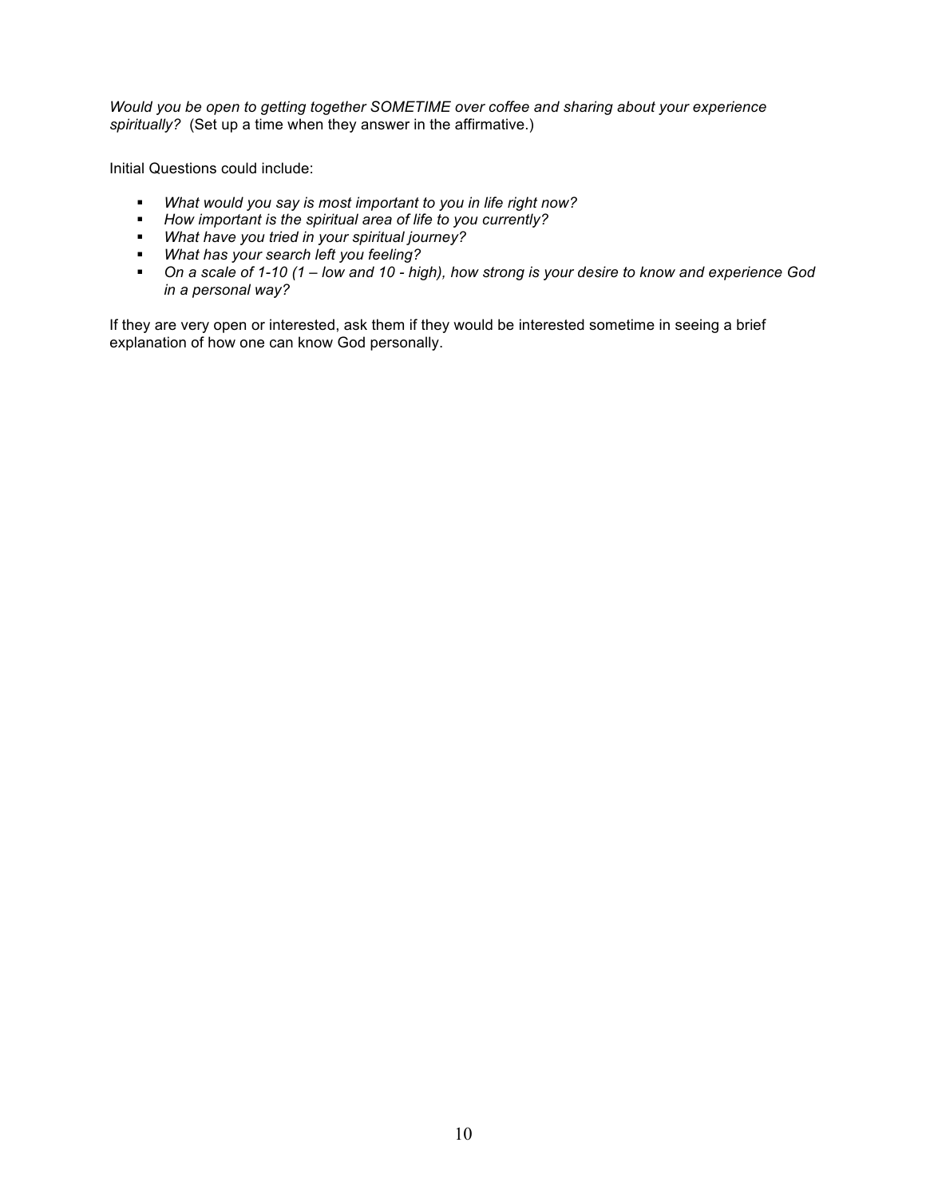*Would you be open to getting together SOMETIME over coffee and sharing about your experience spiritually?* (Set up a time when they answer in the affirmative.)

Initial Questions could include:

- *What would you say is most important to you in life right now?*
- *How important is the spiritual area of life to you currently?*
- *What have you tried in your spiritual journey?*
- *What has your search left you feeling?*
- *On a scale of 1-10 (1 – low and 10 - high), how strong is your desire to know and experience God in a personal way?*

If they are very open or interested, ask them if they would be interested sometime in seeing a brief explanation of how one can know God personally.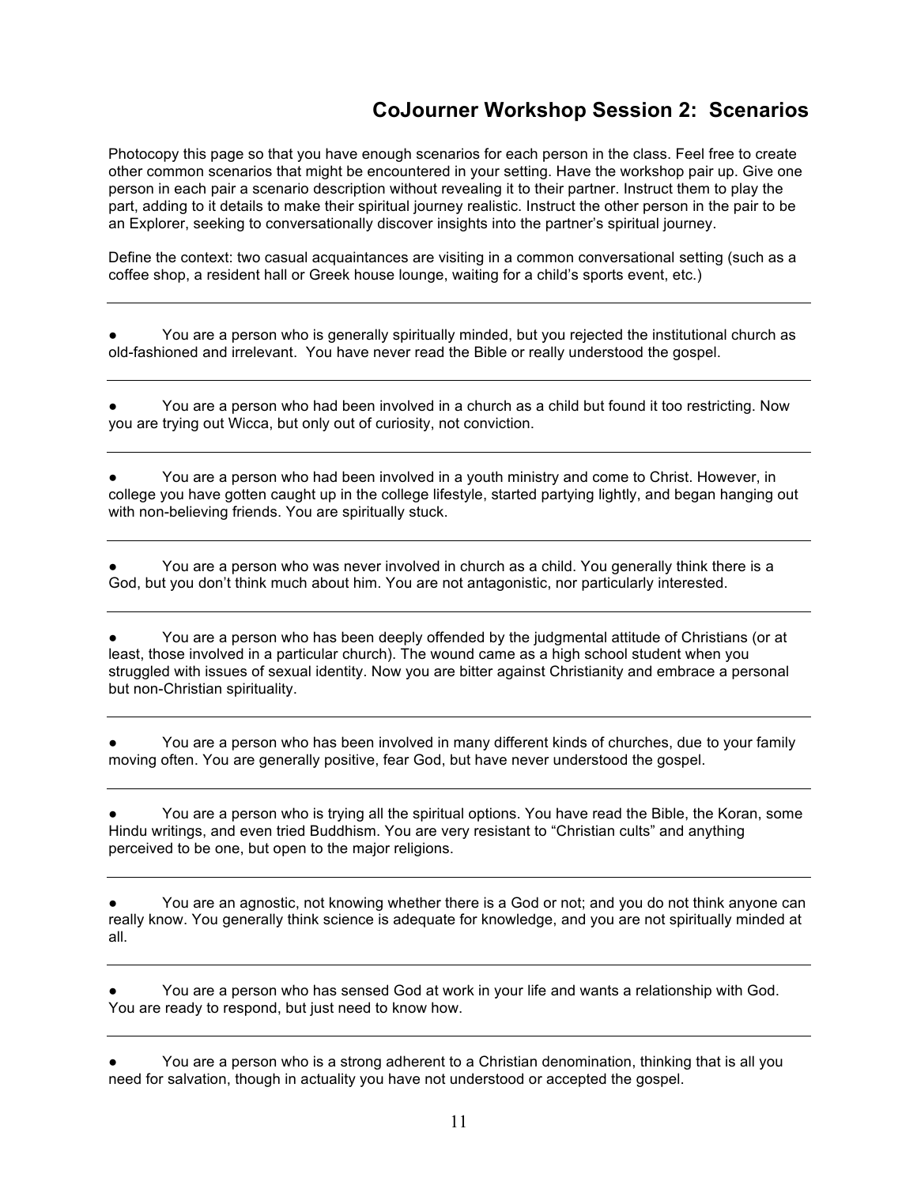## CoJourner Workshop Session 2: Scenarios

Photocopy this page so that you have enough scenarios for each person in the class. Feel free to create other common scenarios that might be encountered in your setting. Have the workshop pair up. Give one person in each pair a scenario description without revealing it to their partner. Instruct them to play the part, adding to it details to make their spiritual journey realistic. Instruct the other person in the pair to be an Explorer, seeking to conversationally discover insights into the partner's spiritual journey.

Define the context: two casual acquaintances are visiting in a common conversational setting (such as a coffee shop, a resident hall or Greek house lounge, waiting for a child's sports event, etc.)

---

- You are a person who is generally spiritually minded, but you rejected the institutional church as old-fashioned and irrelevant. You have never read the Bible or really understood the gospel.

---

- You are a person who had been involved in a church as a child but found it too restricting. Now you are trying out Wicca, but only out of curiosity, not conviction.

---

- You are a person who had been involved in a youth ministry and come to Christ. However, in college you have gotten caught up in the college lifestyle, started partying lightly, and began hanging out with non-believing friends. You are spiritually stuck.

---

- You are a person who was never involved in church as a child. You generally think there is a God, but you don't think much about him. You are not antagonistic, nor particularly interested.

---

- You are a person who has been deeply offended by the judgmental attitude of Christians (or at least, those involved in a particular church). The wound came as a high school student when you struggled with issues of sexual identity. Now you are bitter against Christianity and embrace a personal but non-Christian spirituality.

---

- You are a person who has been involved in many different kinds of churches, due to your family moving often. You are generally positive, fear God, but have never understood the gospel.

---

- You are a person who is trying all the spiritual options. You have read the Bible, the Koran, some Hindu writings, and even tried Buddhism. You are very resistant to "Christian cults" and anything perceived to be one, but open to the major religions.

---

- You are an agnostic, not knowing whether there is a God or not; and you do not think anyone can really know. You generally think science is adequate for knowledge, and you are not spiritually minded at all.

---

- You are a person who has sensed God at work in your life and wants a relationship with God. You are ready to respond, but just need to know how.

---

- You are a person who is a strong adherent to a Christian denomination, thinking that is all you need for salvation, though in actuality you have not understood or accepted the gospel.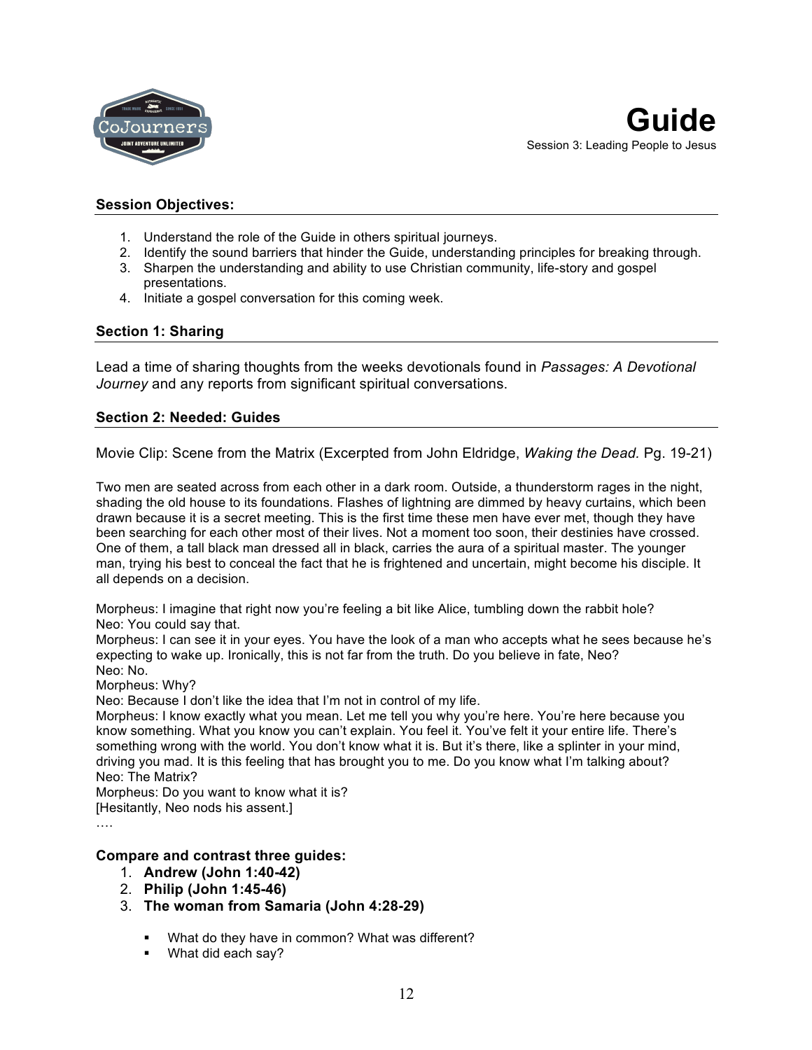# Guide

Session 3: Leading People to Jesus

**Session Objectives:**

1. Understand the role of the Guide in others spiritual journeys.
2. Identify the sound barriers that hinder the Guide, understanding principles for breaking through.
3. Sharpen the understanding and ability to use Christian community, life-story and gospel presentations.
4. Initiate a gospel conversation for this coming week.

**Section 1: Sharing**

Lead a time of sharing thoughts from the weeks devotionals found in *Passages: A Devotional Journey* and any reports from significant spiritual conversations.

**Section 2: Needed: Guides**

Movie Clip: Scene from the Matrix (Excerpted from John Eldridge, *Waking the Dead.* Pg. 19-21)

Two men are seated across from each other in a dark room. Outside, a thunderstorm rages in the night, shading the old house to its foundations. Flashes of lightning are dimmed by heavy curtains, which been drawn because it is a secret meeting. This is the first time these men have ever met, though they have been searching for each other most of their lives. Not a moment too soon, their destinies have crossed. One of them, a tall black man dressed all in black, carries the aura of a spiritual master. The younger man, trying his best to conceal the fact that he is frightened and uncertain, might become his disciple. It all depends on a decision.

Morpheus: I imagine that right now you're feeling a bit like Alice, tumbling down the rabbit hole?
Neo: You could say that.
Morpheus: I can see it in your eyes. You have the look of a man who accepts what he sees because he's expecting to wake up. Ironically, this is not far from the truth. Do you believe in fate, Neo?
Neo: No.
Morpheus: Why?
Neo: Because I don't like the idea that I'm not in control of my life.
Morpheus: I know exactly what you mean. Let me tell you why you're here. You're here because you know something. What you know you can't explain. You feel it. You've felt it your entire life. There's something wrong with the world. You don't know what it is. But it's there, like a splinter in your mind, driving you mad. It is this feeling that has brought you to me. Do you know what I'm talking about?
Neo: The Matrix?
Morpheus: Do you want to know what it is?
[Hesitantly, Neo nods his assent.]
….

**Compare and contrast three guides:**

1. **Andrew (John 1:40-42)**
2. **Philip (John 1:45-46)**
3. **The woman from Samaria (John 4:28-29)**

- What do they have in common? What was different?
- What did each say?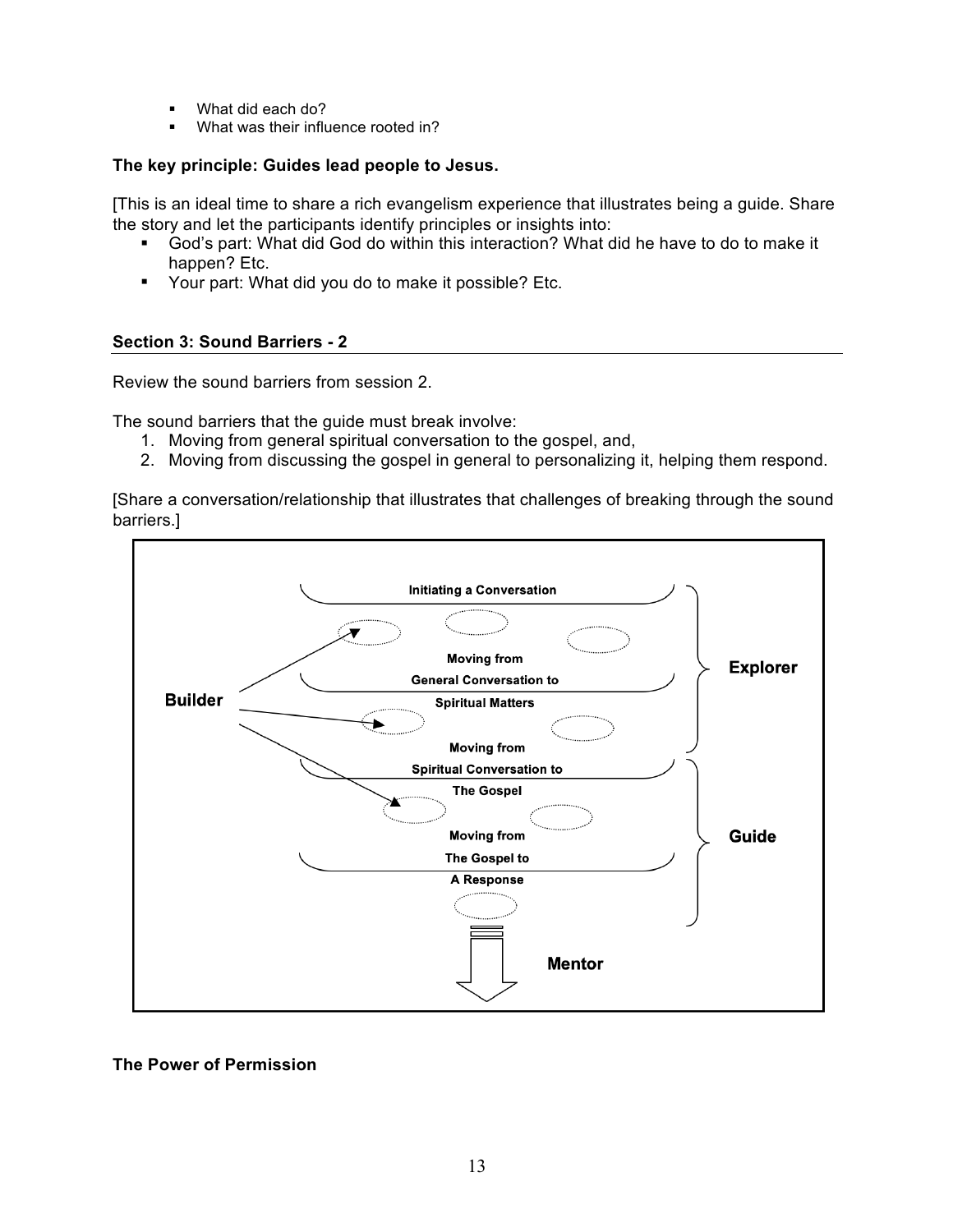- What did each do?
- What was their influence rooted in?

**The key principle: Guides lead people to Jesus.**

[This is an ideal time to share a rich evangelism experience that illustrates being a guide. Share the story and let the participants identify principles or insights into:

- God's part: What did God do within this interaction? What did he have to do to make it happen? Etc.
- Your part: What did you do to make it possible? Etc.

### Section 3: Sound Barriers - 2

Review the sound barriers from session 2.

The sound barriers that the guide must break involve:

1. Moving from general spiritual conversation to the gospel, and,
2. Moving from discussing the gospel in general to personalizing it, helping them respond.

[Share a conversation/relationship that illustrates that challenges of breaking through the sound barriers.]

Initiating a Conversation

Moving from General Conversation to Spiritual Matters

Moving from Spiritual Conversation to The Gospel

Moving from The Gospel to A Response

Builder

Explorer

Guide

Mentor

**The Power of Permission**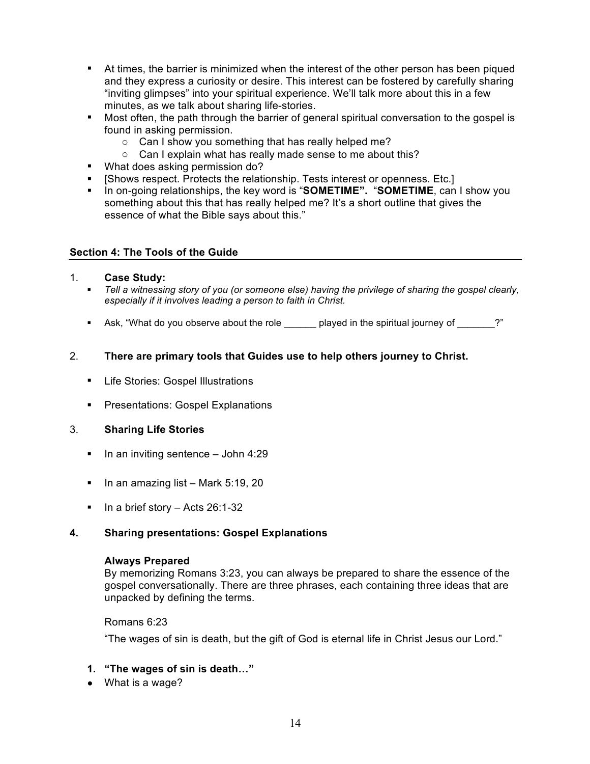- At times, the barrier is minimized when the interest of the other person has been piqued and they express a curiosity or desire. This interest can be fostered by carefully sharing "inviting glimpses" into your spiritual experience. We'll talk more about this in a few minutes, as we talk about sharing life-stories.
- Most often, the path through the barrier of general spiritual conversation to the gospel is found in asking permission.
  - Can I show you something that has really helped me?
  - Can I explain what has really made sense to me about this?
- What does asking permission do?
- [Shows respect. Protects the relationship. Tests interest or openness. Etc.]
- In on-going relationships, the key word is "**SOMETIME".** "**SOMETIME**, can I show you something about this that has really helped me? It's a short outline that gives the essence of what the Bible says about this."

## Section 4: The Tools of the Guide

1. **Case Study:**
   - *Tell a witnessing story of you (or someone else) having the privilege of sharing the gospel clearly, especially if it involves leading a person to faith in Christ.*
   - Ask, "What do you observe about the role ______ played in the spiritual journey of _______?"

2. **There are primary tools that Guides use to help others journey to Christ.**
   - Life Stories: Gospel Illustrations
   - Presentations: Gospel Explanations

3. **Sharing Life Stories**
   - In an inviting sentence – John 4:29
   - In an amazing list – Mark 5:19, 20
   - In a brief story – Acts 26:1-32

4. **Sharing presentations: Gospel Explanations**

**Always Prepared**
By memorizing Romans 3:23, you can always be prepared to share the essence of the gospel conversationally. There are three phrases, each containing three ideas that are unpacked by defining the terms.

Romans 6:23

"The wages of sin is death, but the gift of God is eternal life in Christ Jesus our Lord."

1. **"The wages of sin is death…"**

- What is a wage?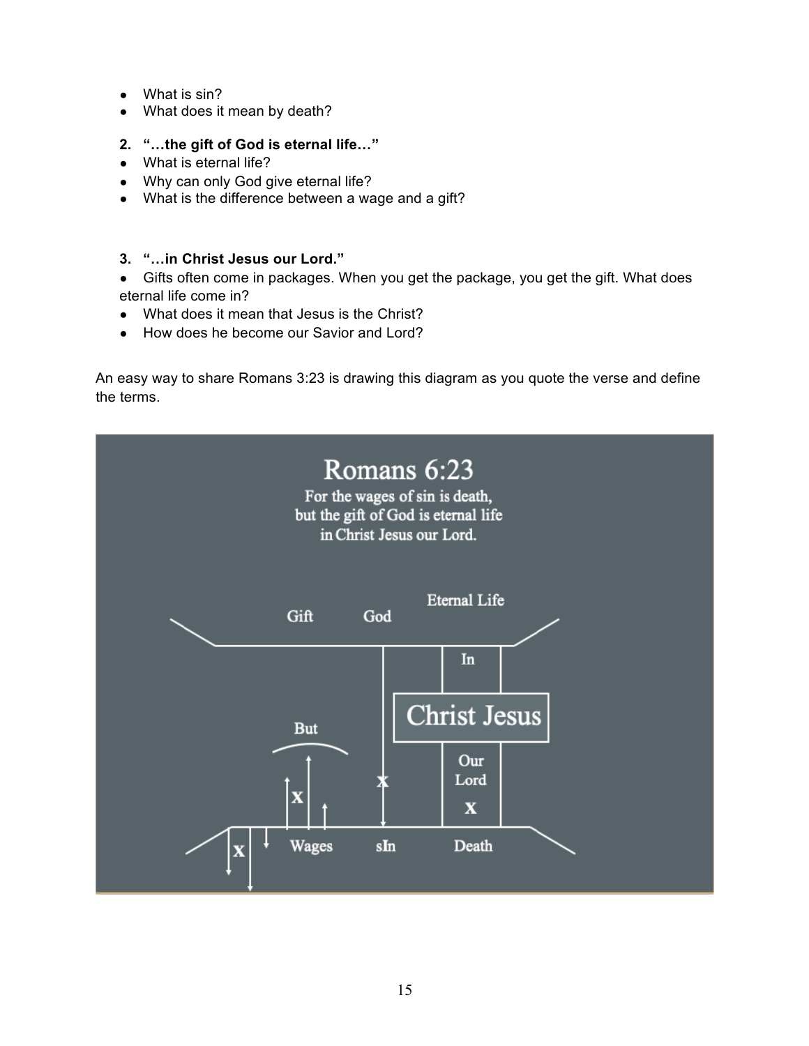- What is sin?
- What does it mean by death?

2. **"…the gift of God is eternal life…"**

- What is eternal life?
- Why can only God give eternal life?
- What is the difference between a wage and a gift?

3. **"…in Christ Jesus our Lord."**

- Gifts often come in packages. When you get the package, you get the gift. What does eternal life come in?
- What does it mean that Jesus is the Christ?
- How does he become our Savior and Lord?

An easy way to share Romans 3:23 is drawing this diagram as you quote the verse and define the terms.

Romans 6:23

For the wages of sin is death,
but the gift of God is eternal life
in Christ Jesus our Lord.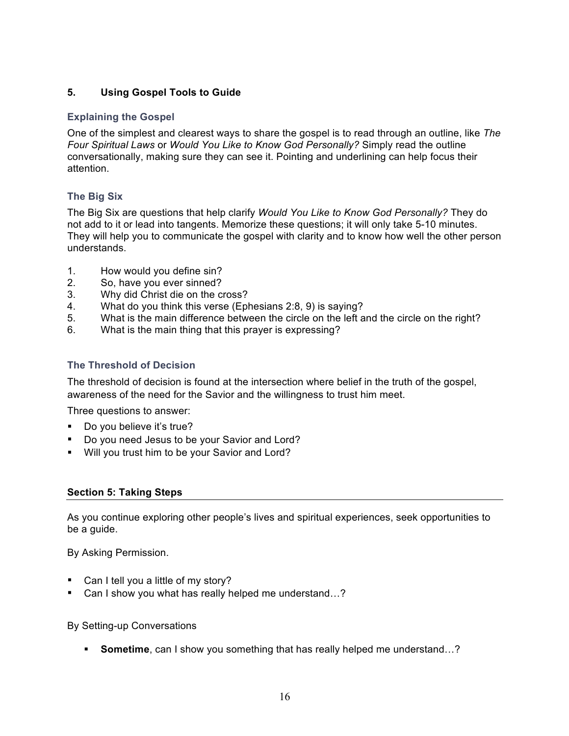## 5. Using Gospel Tools to Guide

### Explaining the Gospel

One of the simplest and clearest ways to share the gospel is to read through an outline, like *The Four Spiritual Laws* or *Would You Like to Know God Personally?* Simply read the outline conversationally, making sure they can see it. Pointing and underlining can help focus their attention.

### The Big Six

The Big Six are questions that help clarify *Would You Like to Know God Personally?* They do not add to it or lead into tangents. Memorize these questions; it will only take 5-10 minutes. They will help you to communicate the gospel with clarity and to know how well the other person understands.

1. How would you define sin?
2. So, have you ever sinned?
3. Why did Christ die on the cross?
4. What do you think this verse (Ephesians 2:8, 9) is saying?
5. What is the main difference between the circle on the left and the circle on the right?
6. What is the main thing that this prayer is expressing?

### The Threshold of Decision

The threshold of decision is found at the intersection where belief in the truth of the gospel, awareness of the need for the Savior and the willingness to trust him meet.

Three questions to answer:

- Do you believe it's true?
- Do you need Jesus to be your Savior and Lord?
- Will you trust him to be your Savior and Lord?

## Section 5: Taking Steps

As you continue exploring other people's lives and spiritual experiences, seek opportunities to be a guide.

By Asking Permission.

- Can I tell you a little of my story?
- Can I show you what has really helped me understand…?

By Setting-up Conversations

- **Sometime**, can I show you something that has really helped me understand…?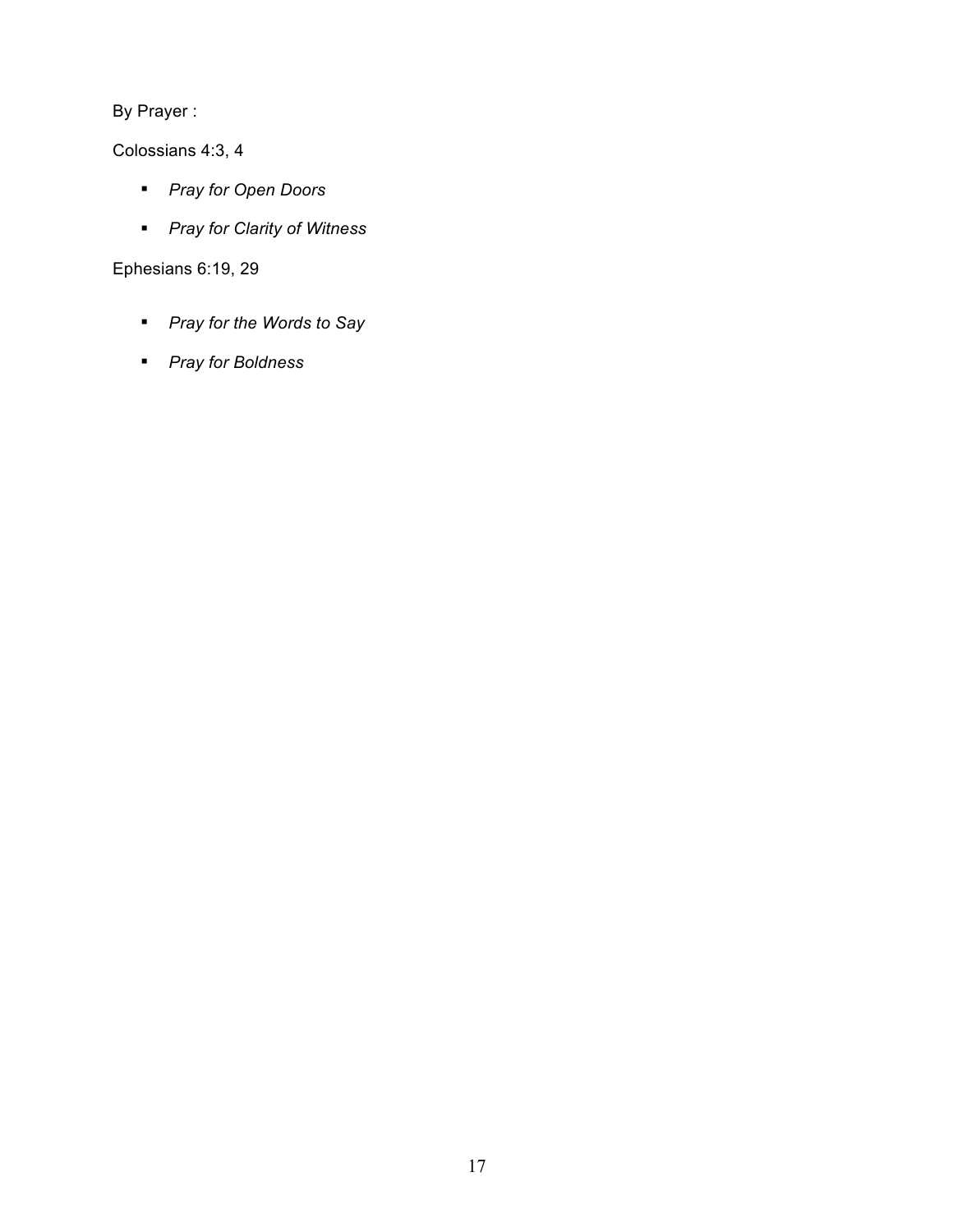By Prayer :

Colossians 4:3, 4

- *Pray for Open Doors*
- *Pray for Clarity of Witness*

Ephesians 6:19, 29

- *Pray for the Words to Say*
- *Pray for Boldness*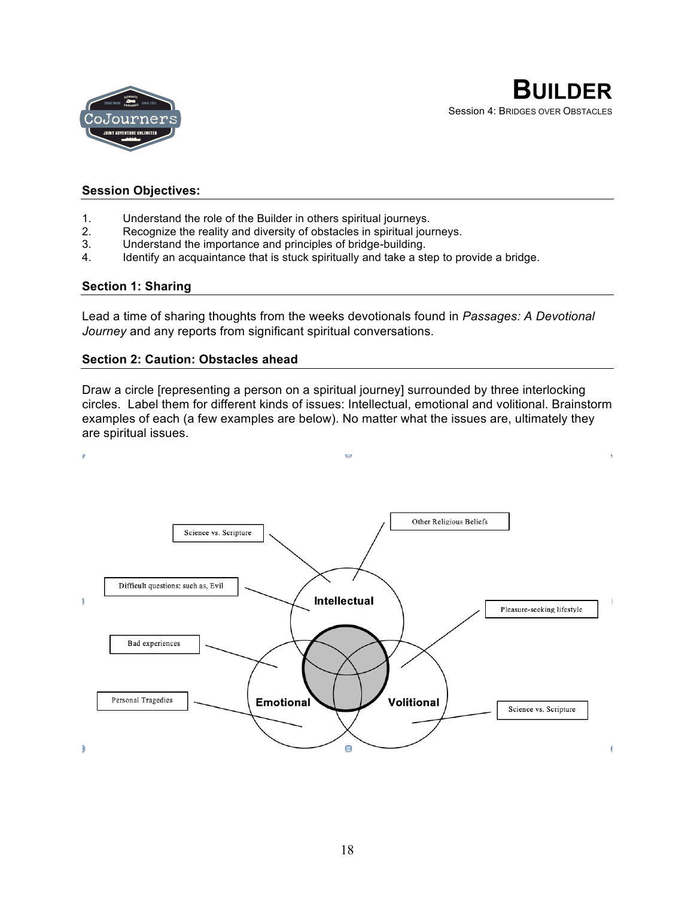# BUILDER

Session 4: Bridges over Obstacles

**Session Objectives:**

1. Understand the role of the Builder in others spiritual journeys.
2. Recognize the reality and diversity of obstacles in spiritual journeys.
3. Understand the importance and principles of bridge-building.
4. Identify an acquaintance that is stuck spiritually and take a step to provide a bridge.

**Section 1: Sharing**

Lead a time of sharing thoughts from the weeks devotionals found in *Passages: A Devotional Journey* and any reports from significant spiritual conversations.

**Section 2: Caution: Obstacles ahead**

Draw a circle [representing a person on a spiritual journey] surrounded by three interlocking circles. Label them for different kinds of issues: Intellectual, emotional and volitional. Brainstorm examples of each (a few examples are below). No matter what the issues are, ultimately they are spiritual issues.

Science vs. Scripture

Other Religious Beliefs

Difficult questions: such as, Evil

Intellectual

Pleasure-seeking lifestyle

Bad experiences

Personal Tragedies

Emotional

Volitional

Science vs. Scripture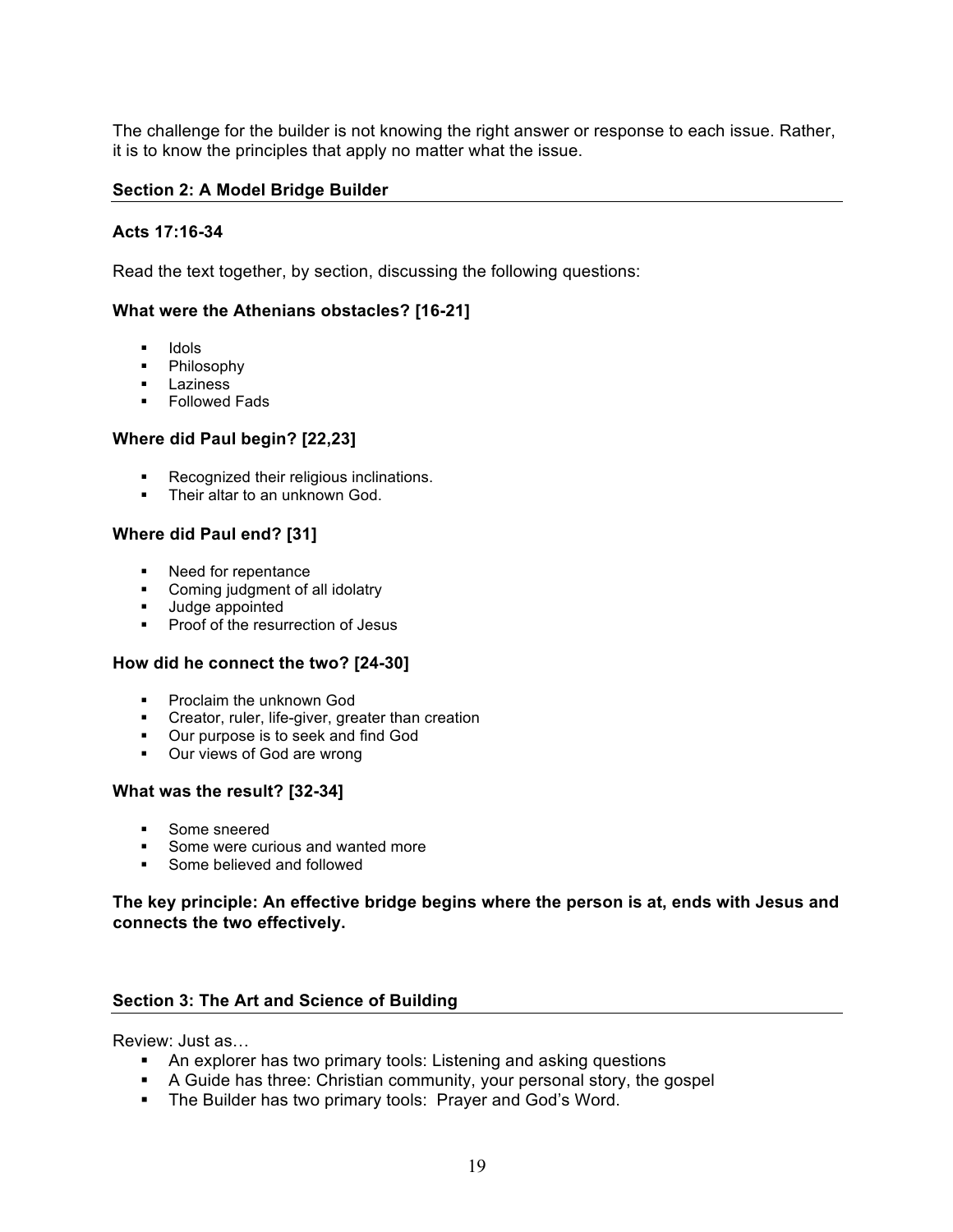The challenge for the builder is not knowing the right answer or response to each issue. Rather, it is to know the principles that apply no matter what the issue.

## Section 2: A Model Bridge Builder

### Acts 17:16-34

Read the text together, by section, discussing the following questions:

**What were the Athenians obstacles? [16-21]**

- Idols
- Philosophy
- Laziness
- Followed Fads

**Where did Paul begin? [22,23]**

- Recognized their religious inclinations.
- Their altar to an unknown God.

**Where did Paul end? [31]**

- Need for repentance
- Coming judgment of all idolatry
- Judge appointed
- Proof of the resurrection of Jesus

**How did he connect the two? [24-30]**

- Proclaim the unknown God
- Creator, ruler, life-giver, greater than creation
- Our purpose is to seek and find God
- Our views of God are wrong

**What was the result? [32-34]**

- Some sneered
- Some were curious and wanted more
- Some believed and followed

**The key principle: An effective bridge begins where the person is at, ends with Jesus and connects the two effectively.**

## Section 3: The Art and Science of Building

Review: Just as…

- An explorer has two primary tools: Listening and asking questions
- A Guide has three: Christian community, your personal story, the gospel
- The Builder has two primary tools: Prayer and God's Word.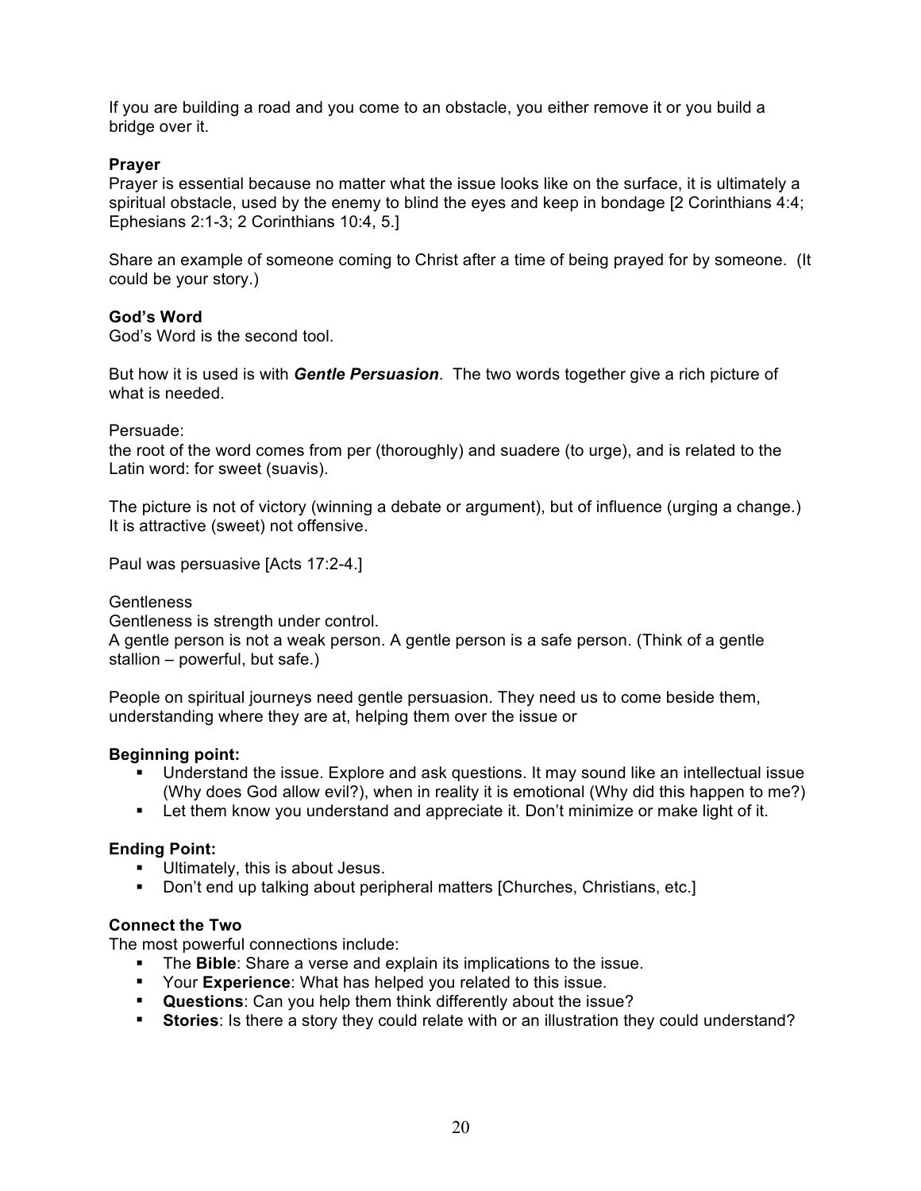If you are building a road and you come to an obstacle, you either remove it or you build a bridge over it.

**Prayer**

Prayer is essential because no matter what the issue looks like on the surface, it is ultimately a spiritual obstacle, used by the enemy to blind the eyes and keep in bondage [2 Corinthians 4:4; Ephesians 2:1-3; 2 Corinthians 10:4, 5.]

Share an example of someone coming to Christ after a time of being prayed for by someone. (It could be your story.)

**God's Word**

God's Word is the second tool.

But how it is used is with ***Gentle Persuasion***. The two words together give a rich picture of what is needed.

Persuade:
the root of the word comes from per (thoroughly) and suadere (to urge), and is related to the Latin word: for sweet (suavis).

The picture is not of victory (winning a debate or argument), but of influence (urging a change.) It is attractive (sweet) not offensive.

Paul was persuasive [Acts 17:2-4.]

Gentleness
Gentleness is strength under control.
A gentle person is not a weak person. A gentle person is a safe person. (Think of a gentle stallion – powerful, but safe.)

People on spiritual journeys need gentle persuasion. They need us to come beside them, understanding where they are at, helping them over the issue or

**Beginning point:**

- Understand the issue. Explore and ask questions. It may sound like an intellectual issue (Why does God allow evil?), when in reality it is emotional (Why did this happen to me?)
- Let them know you understand and appreciate it. Don't minimize or make light of it.

**Ending Point:**

- Ultimately, this is about Jesus.
- Don't end up talking about peripheral matters [Churches, Christians, etc.]

**Connect the Two**

The most powerful connections include:

- The **Bible**: Share a verse and explain its implications to the issue.
- Your **Experience**: What has helped you related to this issue.
- **Questions**: Can you help them think differently about the issue?
- **Stories**: Is there a story they could relate with or an illustration they could understand?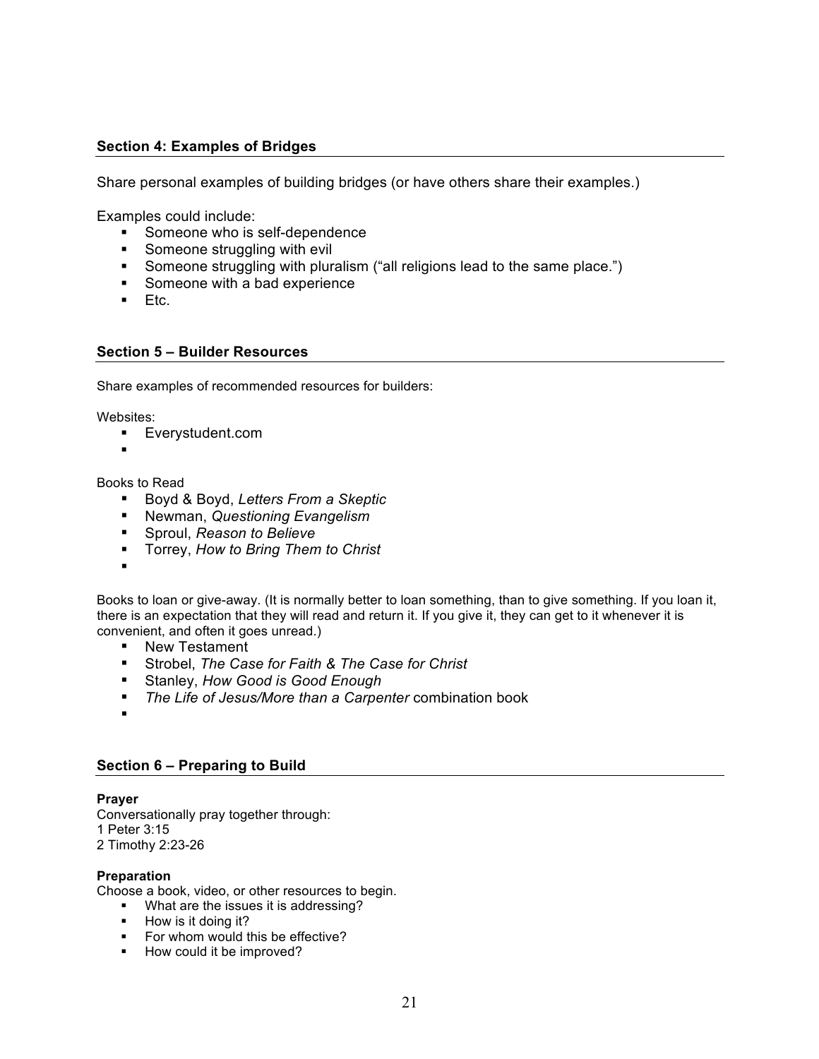## Section 4: Examples of Bridges

Share personal examples of building bridges (or have others share their examples.)

Examples could include:

- Someone who is self-dependence
- Someone struggling with evil
- Someone struggling with pluralism ("all religions lead to the same place.")
- Someone with a bad experience
- Etc.

## Section 5 – Builder Resources

Share examples of recommended resources for builders:

Websites:

- Everystudent.com
- 

Books to Read

- Boyd & Boyd, *Letters From a Skeptic*
- Newman, *Questioning Evangelism*
- Sproul, *Reason to Believe*
- Torrey, *How to Bring Them to Christ*
- 

Books to loan or give-away. (It is normally better to loan something, than to give something. If you loan it, there is an expectation that they will read and return it. If you give it, they can get to it whenever it is convenient, and often it goes unread.)

- New Testament
- Strobel, *The Case for Faith & The Case for Christ*
- Stanley, *How Good is Good Enough*
- *The Life of Jesus/More than a Carpenter* combination book
- 

## Section 6 – Preparing to Build

**Prayer**
Conversationally pray together through:
1 Peter 3:15
2 Timothy 2:23-26

**Preparation**
Choose a book, video, or other resources to begin.

- What are the issues it is addressing?
- How is it doing it?
- For whom would this be effective?
- How could it be improved?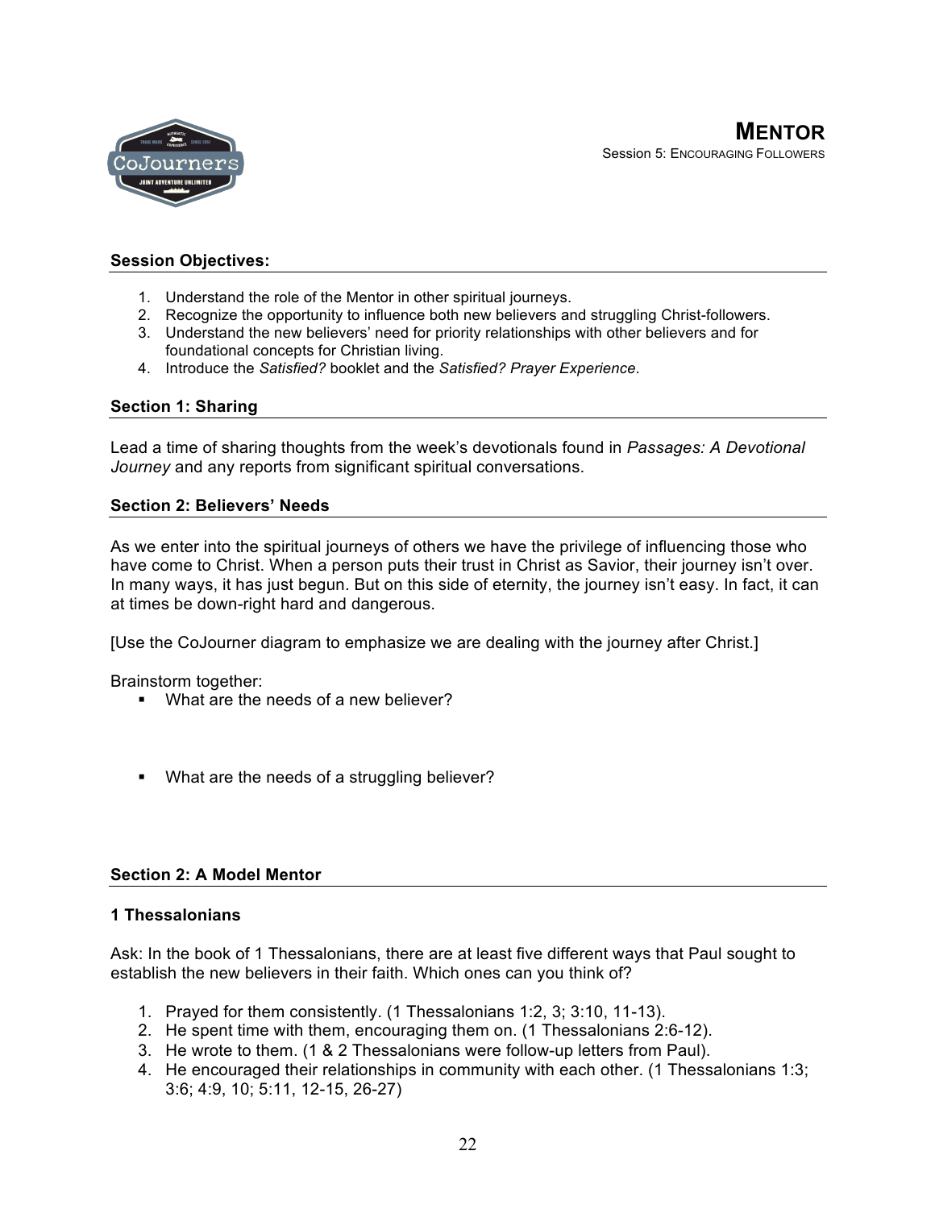# MENTOR

Session 5: ENCOURAGING FOLLOWERS

**Session Objectives:**

1. Understand the role of the Mentor in other spiritual journeys.
2. Recognize the opportunity to influence both new believers and struggling Christ-followers.
3. Understand the new believers' need for priority relationships with other believers and for foundational concepts for Christian living.
4. Introduce the *Satisfied?* booklet and the *Satisfied? Prayer Experience*.

**Section 1: Sharing**

Lead a time of sharing thoughts from the week's devotionals found in *Passages: A Devotional Journey* and any reports from significant spiritual conversations.

**Section 2: Believers' Needs**

As we enter into the spiritual journeys of others we have the privilege of influencing those who have come to Christ. When a person puts their trust in Christ as Savior, their journey isn't over. In many ways, it has just begun. But on this side of eternity, the journey isn't easy. In fact, it can at times be down-right hard and dangerous.

[Use the CoJourner diagram to emphasize we are dealing with the journey after Christ.]

Brainstorm together:

- What are the needs of a new believer?

- What are the needs of a struggling believer?

**Section 2: A Model Mentor**

**1 Thessalonians**

Ask: In the book of 1 Thessalonians, there are at least five different ways that Paul sought to establish the new believers in their faith. Which ones can you think of?

1. Prayed for them consistently. (1 Thessalonians 1:2, 3; 3:10, 11-13).
2. He spent time with them, encouraging them on. (1 Thessalonians 2:6-12).
3. He wrote to them. (1 & 2 Thessalonians were follow-up letters from Paul).
4. He encouraged their relationships in community with each other. (1 Thessalonians 1:3; 3:6; 4:9, 10; 5:11, 12-15, 26-27)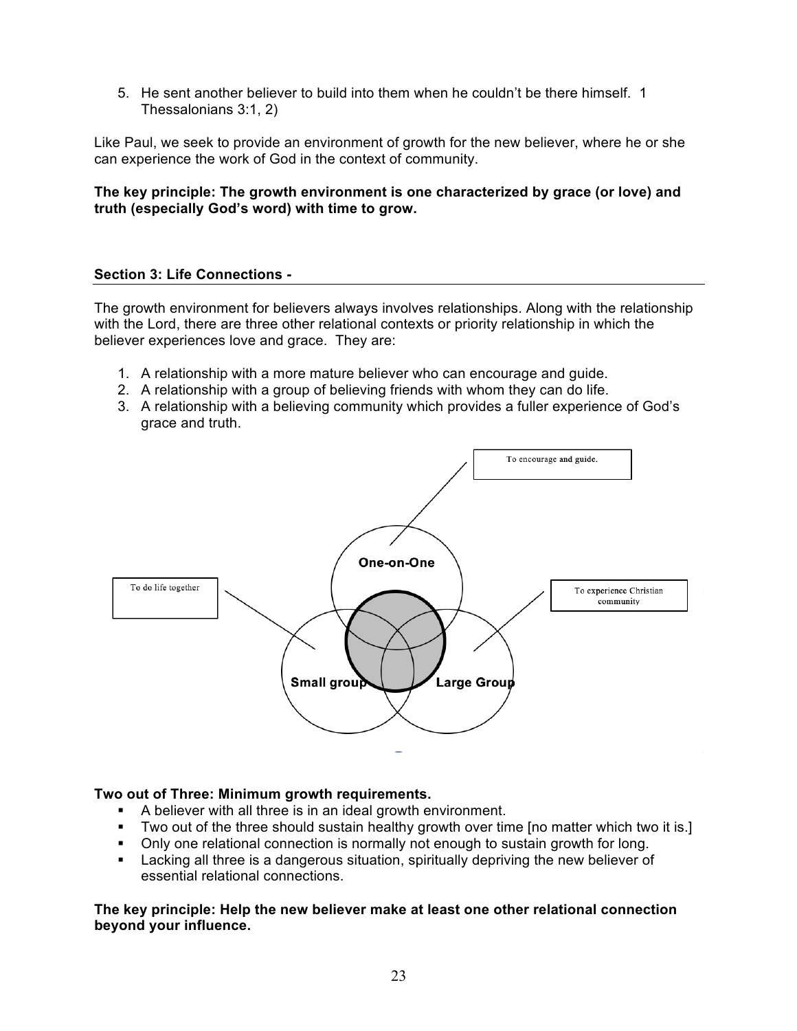5. He sent another believer to build into them when he couldn't be there himself. 1 Thessalonians 3:1, 2)

Like Paul, we seek to provide an environment of growth for the new believer, where he or she can experience the work of God in the context of community.

**The key principle: The growth environment is one characterized by grace (or love) and truth (especially God's word) with time to grow.**

## Section 3: Life Connections -

The growth environment for believers always involves relationships. Along with the relationship with the Lord, there are three other relational contexts or priority relationship in which the believer experiences love and grace. They are:

1. A relationship with a more mature believer who can encourage and guide.
2. A relationship with a group of believing friends with whom they can do life.
3. A relationship with a believing community which provides a fuller experience of God's grace and truth.

To encourage and guide.

One-on-One

To do life together

To experience Christian community

Small group

Large Group

**Two out of Three: Minimum growth requirements.**

- A believer with all three is in an ideal growth environment.
- Two out of the three should sustain healthy growth over time [no matter which two it is.]
- Only one relational connection is normally not enough to sustain growth for long.
- Lacking all three is a dangerous situation, spiritually depriving the new believer of essential relational connections.

**The key principle: Help the new believer make at least one other relational connection beyond your influence.**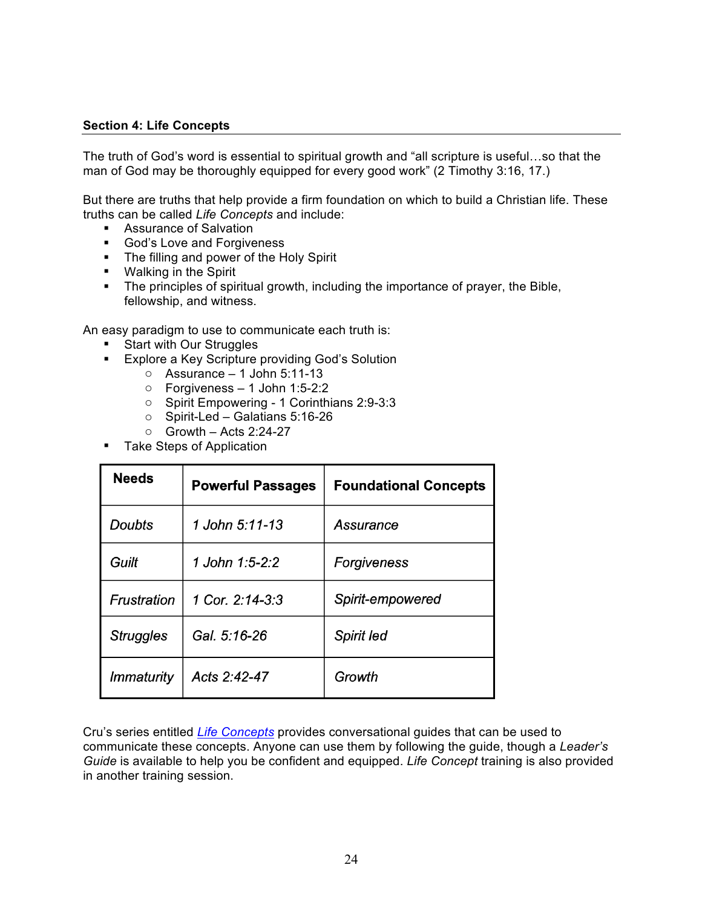**Section 4: Life Concepts**

The truth of God's word is essential to spiritual growth and "all scripture is useful…so that the man of God may be thoroughly equipped for every good work" (2 Timothy 3:16, 17.)

But there are truths that help provide a firm foundation on which to build a Christian life. These truths can be called *Life Concepts* and include:

- Assurance of Salvation
- God's Love and Forgiveness
- The filling and power of the Holy Spirit
- Walking in the Spirit
- The principles of spiritual growth, including the importance of prayer, the Bible, fellowship, and witness.

An easy paradigm to use to communicate each truth is:

- Start with Our Struggles
- Explore a Key Scripture providing God's Solution
  - Assurance – 1 John 5:11-13
  - Forgiveness – 1 John 1:5-2:2
  - Spirit Empowering - 1 Corinthians 2:9-3:3
  - Spirit-Led – Galatians 5:16-26
  - Growth – Acts 2:24-27
- Take Steps of Application

| **Needs** | **Powerful Passages** | **Foundational Concepts** |
|---|---|---|
| *Doubts* | *1 John 5:11-13* | *Assurance* |
| *Guilt* | *1 John 1:5-2:2* | *Forgiveness* |
| *Frustration* | *1 Cor. 2:14-3:3* | *Spirit-empowered* |
| *Struggles* | *Gal. 5:16-26* | *Spirit led* |
| *Immaturity* | *Acts 2:42-47* | *Growth* |

Cru's series entitled *Life Concepts* provides conversational guides that can be used to communicate these concepts. Anyone can use them by following the guide, though a *Leader's Guide* is available to help you be confident and equipped. *Life Concept* training is also provided in another training session.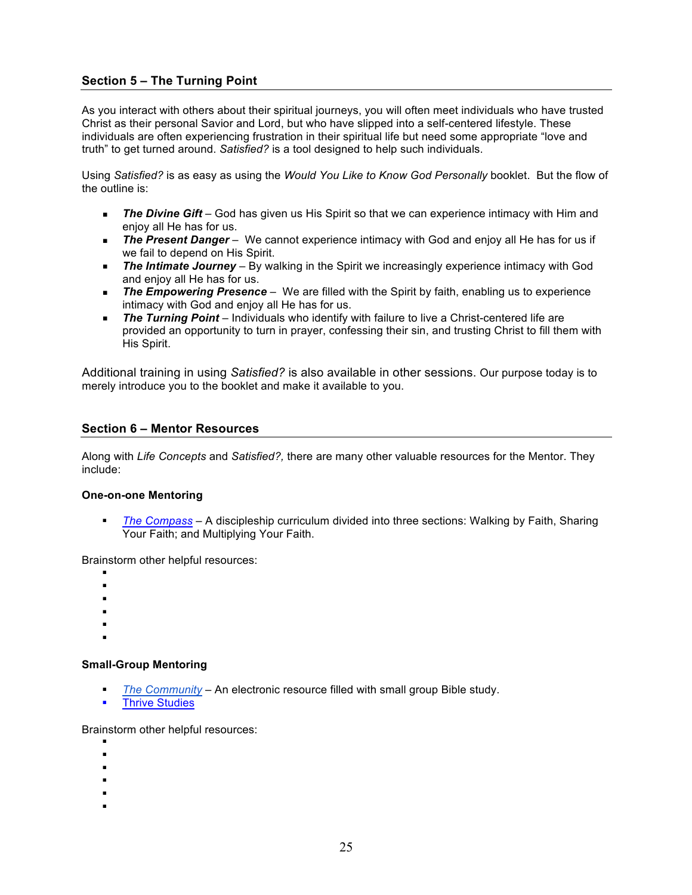## Section 5 – The Turning Point

As you interact with others about their spiritual journeys, you will often meet individuals who have trusted Christ as their personal Savior and Lord, but who have slipped into a self-centered lifestyle. These individuals are often experiencing frustration in their spiritual life but need some appropriate "love and truth" to get turned around. *Satisfied?* is a tool designed to help such individuals.

Using *Satisfied?* is as easy as using the *Would You Like to Know God Personally* booklet. But the flow of the outline is:

- ***The Divine Gift*** – God has given us His Spirit so that we can experience intimacy with Him and enjoy all He has for us.
- ***The Present Danger*** – We cannot experience intimacy with God and enjoy all He has for us if we fail to depend on His Spirit.
- ***The Intimate Journey*** – By walking in the Spirit we increasingly experience intimacy with God and enjoy all He has for us.
- ***The Empowering Presence*** – We are filled with the Spirit by faith, enabling us to experience intimacy with God and enjoy all He has for us.
- ***The Turning Point*** – Individuals who identify with failure to live a Christ-centered life are provided an opportunity to turn in prayer, confessing their sin, and trusting Christ to fill them with His Spirit.

Additional training in using *Satisfied?* is also available in other sessions. Our purpose today is to merely introduce you to the booklet and make it available to you.

## Section 6 – Mentor Resources

Along with *Life Concepts* and *Satisfied?,* there are many other valuable resources for the Mentor. They include:

### One-on-one Mentoring

- *The Compass* – A discipleship curriculum divided into three sections: Walking by Faith, Sharing Your Faith; and Multiplying Your Faith.

Brainstorm other helpful resources:

- 
- 
- 
- 
- 
- 

### Small-Group Mentoring

- *The Community* – An electronic resource filled with small group Bible study.
- Thrive Studies

Brainstorm other helpful resources:

- 
- 
- 
- 
- 
-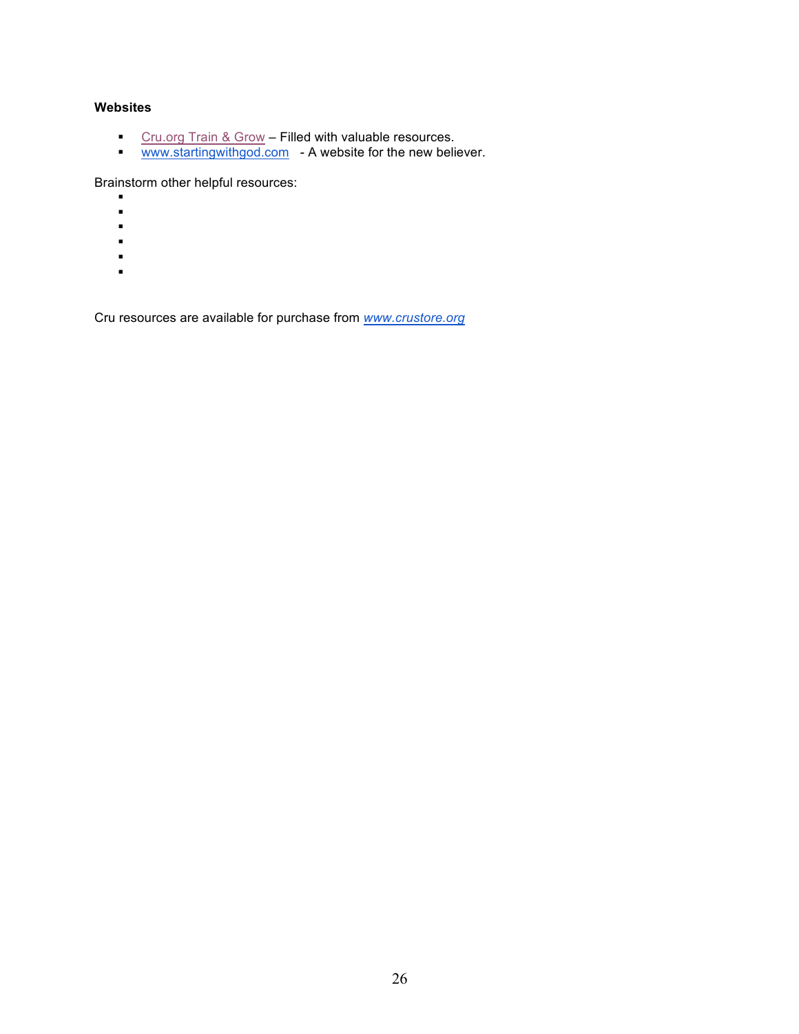**Websites**

- Cru.org Train & Grow – Filled with valuable resources.
- www.startingwithgod.com - A website for the new believer.

Brainstorm other helpful resources:

-
-
-
-
-
-

Cru resources are available for purchase from *www.crustore.org*